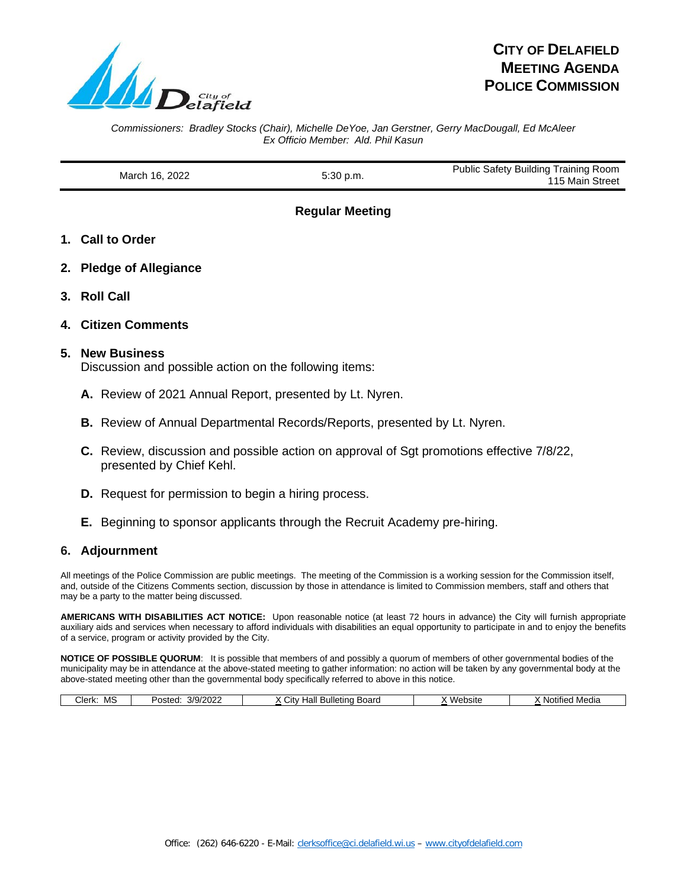# City of Delafield Meeting Agenda Police Commission

*Commissioners: Bradley Stocks (Chair), Michelle DeYoe, Jan Gerstner, Gerry MacDougall, Ed McAleer*
*Ex Officio Member: Ald. Phil Kasun*

| March 16, 2022 | 5:30 p.m. | Public Safety Building Training Room 115 Main Street |
|---|---|---|

## Regular Meeting

1. **Call to Order**
2. **Pledge of Allegiance**
3. **Roll Call**
4. **Citizen Comments**
5. **New Business**
   Discussion and possible action on the following items:
   - **A.** Review of 2021 Annual Report, presented by Lt. Nyren.
   - **B.** Review of Annual Departmental Records/Reports, presented by Lt. Nyren.
   - **C.** Review, discussion and possible action on approval of Sgt promotions effective 7/8/22, presented by Chief Kehl.
   - **D.** Request for permission to begin a hiring process.
   - **E.** Beginning to sponsor applicants through the Recruit Academy pre-hiring.
6. **Adjournment**

All meetings of the Police Commission are public meetings. The meeting of the Commission is a working session for the Commission itself, and, outside of the Citizens Comments section, discussion by those in attendance is limited to Commission members, staff and others that may be a party to the matter being discussed.

**AMERICANS WITH DISABILITIES ACT NOTICE:** Upon reasonable notice (at least 72 hours in advance) the City will furnish appropriate auxiliary aids and services when necessary to afford individuals with disabilities an equal opportunity to participate in and to enjoy the benefits of a service, program or activity provided by the City.

**NOTICE OF POSSIBLE QUORUM**: It is possible that members of and possibly a quorum of members of other governmental bodies of the municipality may be in attendance at the above-stated meeting to gather information: no action will be taken by any governmental body at the above-stated meeting other than the governmental body specifically referred to above in this notice.

| Clerk: MS | Posted: 3/9/2022 | X City Hall Bulleting Board | X Website | X Notified Media |
|---|---|---|---|---|

Office: (262) 646-6220 - E-Mail: clerksoffice@ci.delafield.wi.us – www.cityofdelafield.com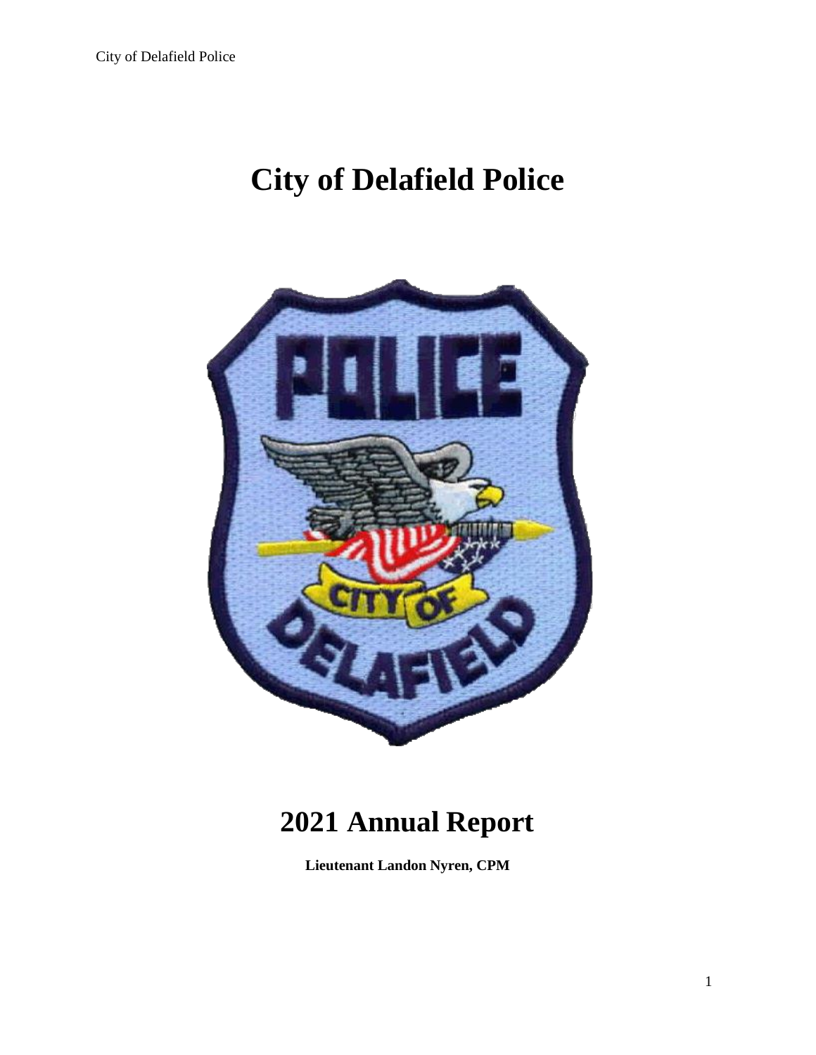# City of Delafield Police

# 2021 Annual Report

**Lieutenant Landon Nyren, CPM**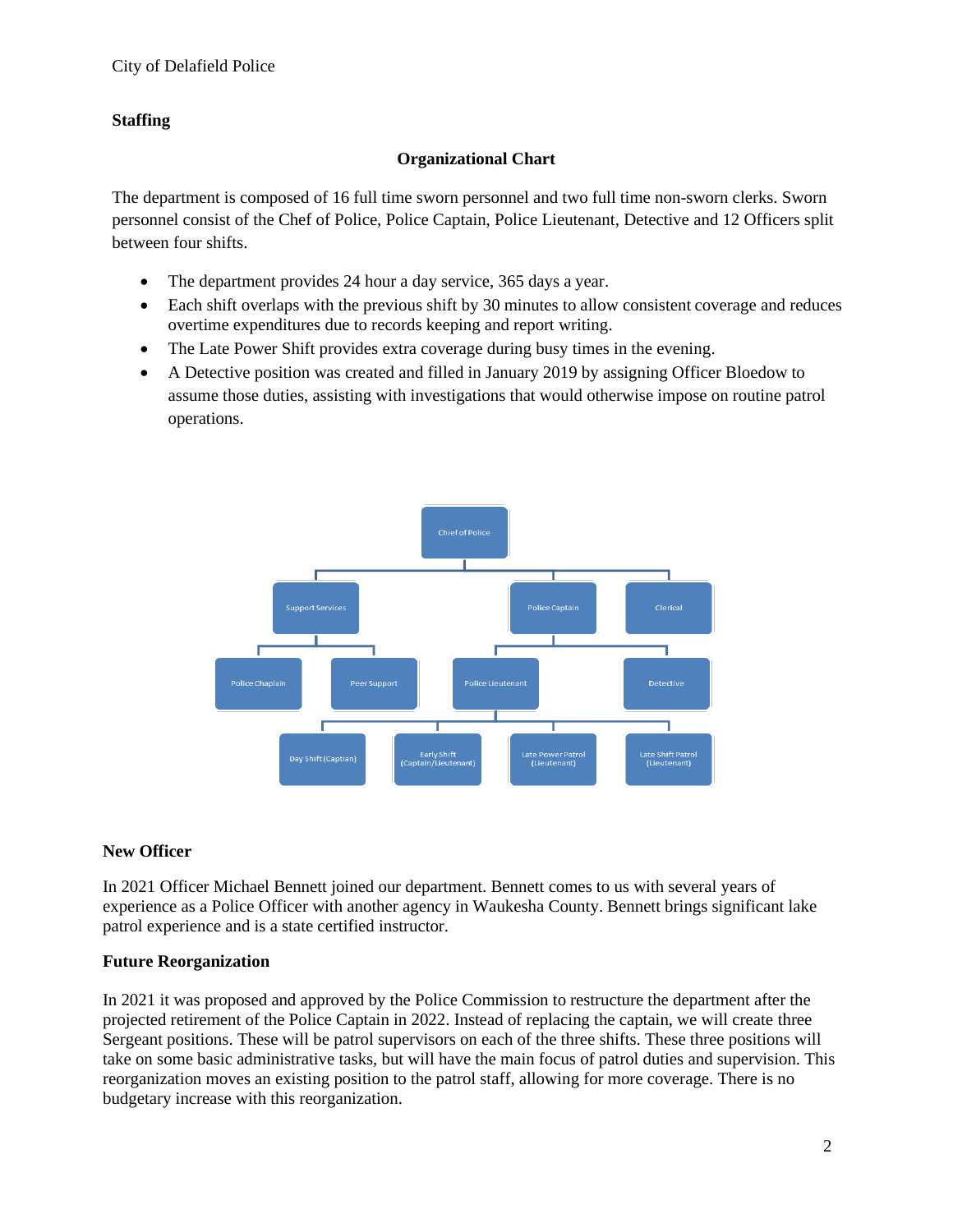City of Delafield Police

**Staffing**

**Organizational Chart**

The department is composed of 16 full time sworn personnel and two full time non-sworn clerks. Sworn personnel consist of the Chef of Police, Police Captain, Police Lieutenant, Detective and 12 Officers split between four shifts.

- The department provides 24 hour a day service, 365 days a year.
- Each shift overlaps with the previous shift by 30 minutes to allow consistent coverage and reduces overtime expenditures due to records keeping and report writing.
- The Late Power Shift provides extra coverage during busy times in the evening.
- A Detective position was created and filled in January 2019 by assigning Officer Bloedow to assume those duties, assisting with investigations that would otherwise impose on routine patrol operations.

Chief of Police

Support Services | Police Captain | Clerical

Police Chaplain | Peer Support | Police Lieutenant | Detective

Day Shift (Captain) | Early Shift (Captain/Lieutenant) | Late Power Patrol (Lieutenant) | Late Shift Patrol (Lieutenant)

**New Officer**

In 2021 Officer Michael Bennett joined our department. Bennett comes to us with several years of experience as a Police Officer with another agency in Waukesha County. Bennett brings significant lake patrol experience and is a state certified instructor.

**Future Reorganization**

In 2021 it was proposed and approved by the Police Commission to restructure the department after the projected retirement of the Police Captain in 2022. Instead of replacing the captain, we will create three Sergeant positions. These will be patrol supervisors on each of the three shifts. These three positions will take on some basic administrative tasks, but will have the main focus of patrol duties and supervision. This reorganization moves an existing position to the patrol staff, allowing for more coverage. There is no budgetary increase with this reorganization.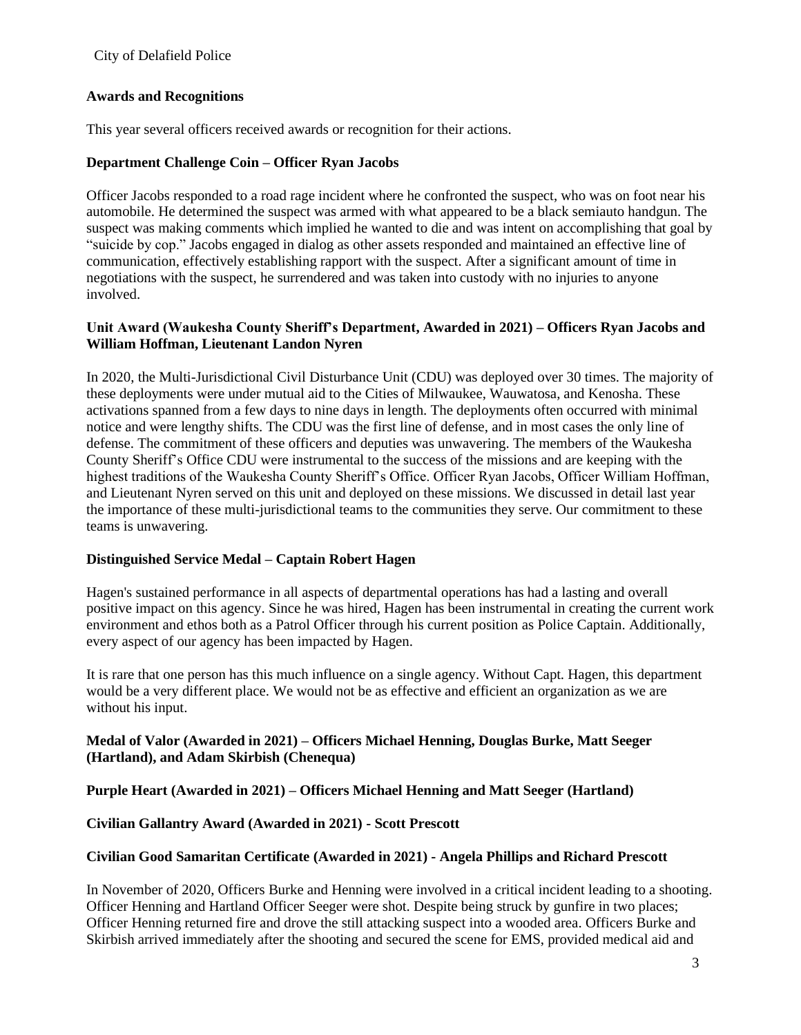## Awards and Recognitions

This year several officers received awards or recognition for their actions.

### Department Challenge Coin – Officer Ryan Jacobs

Officer Jacobs responded to a road rage incident where he confronted the suspect, who was on foot near his automobile. He determined the suspect was armed with what appeared to be a black semiauto handgun. The suspect was making comments which implied he wanted to die and was intent on accomplishing that goal by "suicide by cop." Jacobs engaged in dialog as other assets responded and maintained an effective line of communication, effectively establishing rapport with the suspect. After a significant amount of time in negotiations with the suspect, he surrendered and was taken into custody with no injuries to anyone involved.

### Unit Award (Waukesha County Sheriff's Department, Awarded in 2021) – Officers Ryan Jacobs and William Hoffman, Lieutenant Landon Nyren

In 2020, the Multi-Jurisdictional Civil Disturbance Unit (CDU) was deployed over 30 times. The majority of these deployments were under mutual aid to the Cities of Milwaukee, Wauwatosa, and Kenosha. These activations spanned from a few days to nine days in length. The deployments often occurred with minimal notice and were lengthy shifts. The CDU was the first line of defense, and in most cases the only line of defense. The commitment of these officers and deputies was unwavering. The members of the Waukesha County Sheriff's Office CDU were instrumental to the success of the missions and are keeping with the highest traditions of the Waukesha County Sheriff's Office. Officer Ryan Jacobs, Officer William Hoffman, and Lieutenant Nyren served on this unit and deployed on these missions. We discussed in detail last year the importance of these multi-jurisdictional teams to the communities they serve. Our commitment to these teams is unwavering.

### Distinguished Service Medal – Captain Robert Hagen

Hagen's sustained performance in all aspects of departmental operations has had a lasting and overall positive impact on this agency. Since he was hired, Hagen has been instrumental in creating the current work environment and ethos both as a Patrol Officer through his current position as Police Captain. Additionally, every aspect of our agency has been impacted by Hagen.

It is rare that one person has this much influence on a single agency. Without Capt. Hagen, this department would be a very different place. We would not be as effective and efficient an organization as we are without his input.

### Medal of Valor (Awarded in 2021) – Officers Michael Henning, Douglas Burke, Matt Seeger (Hartland), and Adam Skirbish (Chenequa)

### Purple Heart (Awarded in 2021) – Officers Michael Henning and Matt Seeger (Hartland)

### Civilian Gallantry Award (Awarded in 2021) - Scott Prescott

### Civilian Good Samaritan Certificate (Awarded in 2021) - Angela Phillips and Richard Prescott

In November of 2020, Officers Burke and Henning were involved in a critical incident leading to a shooting. Officer Henning and Hartland Officer Seeger were shot. Despite being struck by gunfire in two places; Officer Henning returned fire and drove the still attacking suspect into a wooded area. Officers Burke and Skirbish arrived immediately after the shooting and secured the scene for EMS, provided medical aid and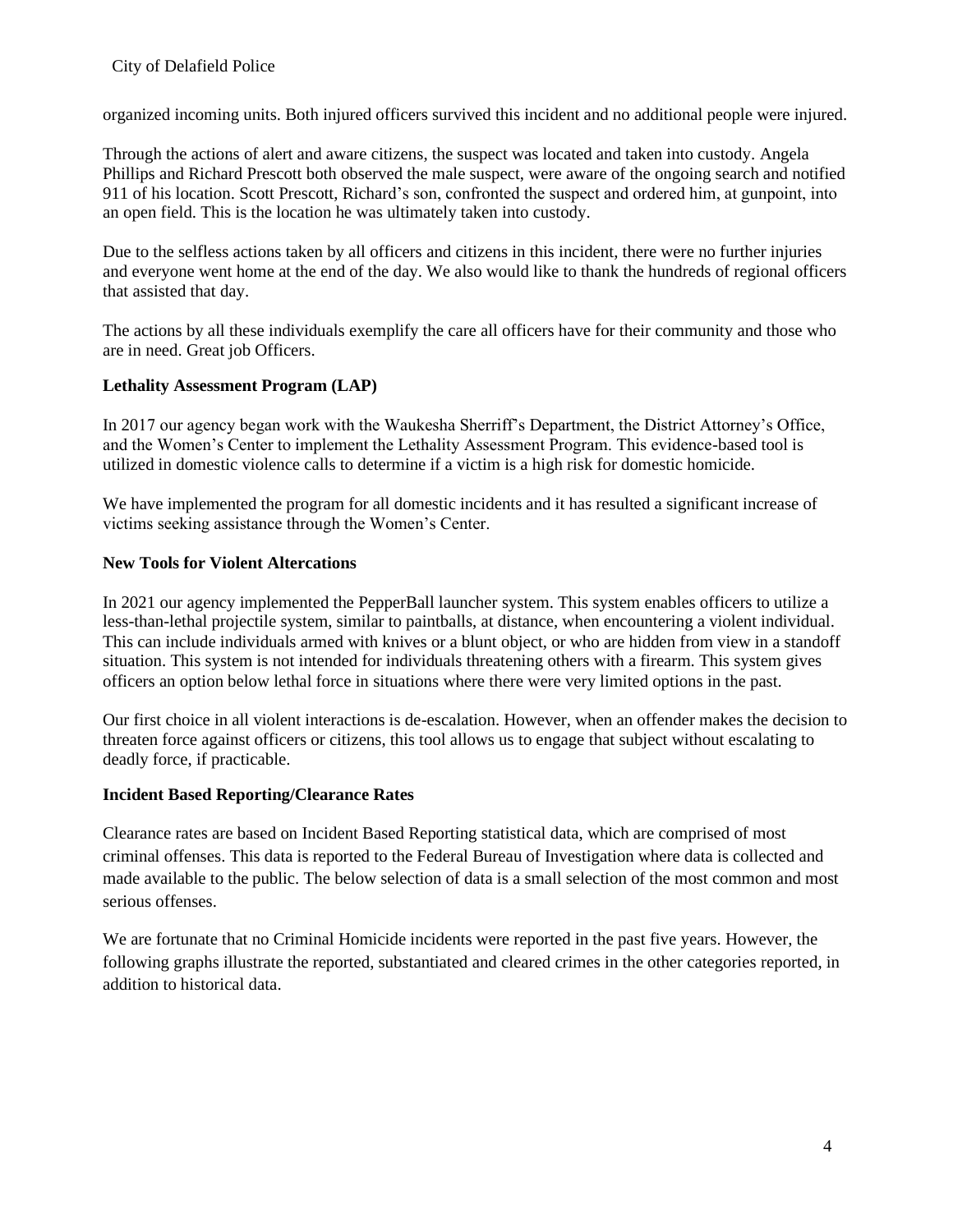organized incoming units. Both injured officers survived this incident and no additional people were injured.

Through the actions of alert and aware citizens, the suspect was located and taken into custody. Angela Phillips and Richard Prescott both observed the male suspect, were aware of the ongoing search and notified 911 of his location. Scott Prescott, Richard's son, confronted the suspect and ordered him, at gunpoint, into an open field. This is the location he was ultimately taken into custody.

Due to the selfless actions taken by all officers and citizens in this incident, there were no further injuries and everyone went home at the end of the day. We also would like to thank the hundreds of regional officers that assisted that day.

The actions by all these individuals exemplify the care all officers have for their community and those who are in need. Great job Officers.

**Lethality Assessment Program (LAP)**

In 2017 our agency began work with the Waukesha Sherriff's Department, the District Attorney's Office, and the Women's Center to implement the Lethality Assessment Program. This evidence-based tool is utilized in domestic violence calls to determine if a victim is a high risk for domestic homicide.

We have implemented the program for all domestic incidents and it has resulted a significant increase of victims seeking assistance through the Women's Center.

**New Tools for Violent Altercations**

In 2021 our agency implemented the PepperBall launcher system. This system enables officers to utilize a less-than-lethal projectile system, similar to paintballs, at distance, when encountering a violent individual. This can include individuals armed with knives or a blunt object, or who are hidden from view in a standoff situation. This system is not intended for individuals threatening others with a firearm. This system gives officers an option below lethal force in situations where there were very limited options in the past.

Our first choice in all violent interactions is de-escalation. However, when an offender makes the decision to threaten force against officers or citizens, this tool allows us to engage that subject without escalating to deadly force, if practicable.

**Incident Based Reporting/Clearance Rates**

Clearance rates are based on Incident Based Reporting statistical data, which are comprised of most criminal offenses. This data is reported to the Federal Bureau of Investigation where data is collected and made available to the public. The below selection of data is a small selection of the most common and most serious offenses.

We are fortunate that no Criminal Homicide incidents were reported in the past five years. However, the following graphs illustrate the reported, substantiated and cleared crimes in the other categories reported, in addition to historical data.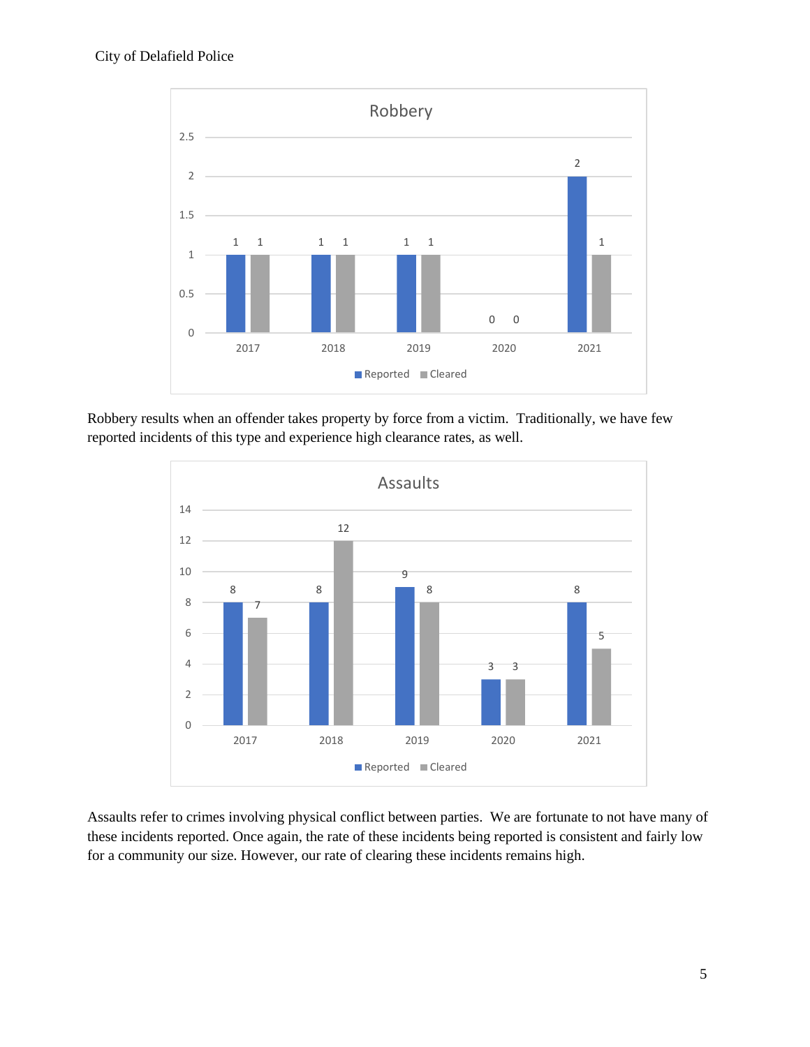City of Delafield Police

**Robbery**

| Year | Reported | Cleared |
|---|---|---|
| 2017 | 1 | 1 |
| 2018 | 1 | 1 |
| 2019 | 1 | 1 |
| 2020 | 0 | 0 |
| 2021 | 2 | 1 |

Robbery results when an offender takes property by force from a victim. Traditionally, we have few reported incidents of this type and experience high clearance rates, as well.

**Assaults**

| Year | Reported | Cleared |
|---|---|---|
| 2017 | 8 | 7 |
| 2018 | 8 | 12 |
| 2019 | 9 | 8 |
| 2020 | 3 | 3 |
| 2021 | 8 | 5 |

Assaults refer to crimes involving physical conflict between parties. We are fortunate to not have many of these incidents reported. Once again, the rate of these incidents being reported is consistent and fairly low for a community our size. However, our rate of clearing these incidents remains high.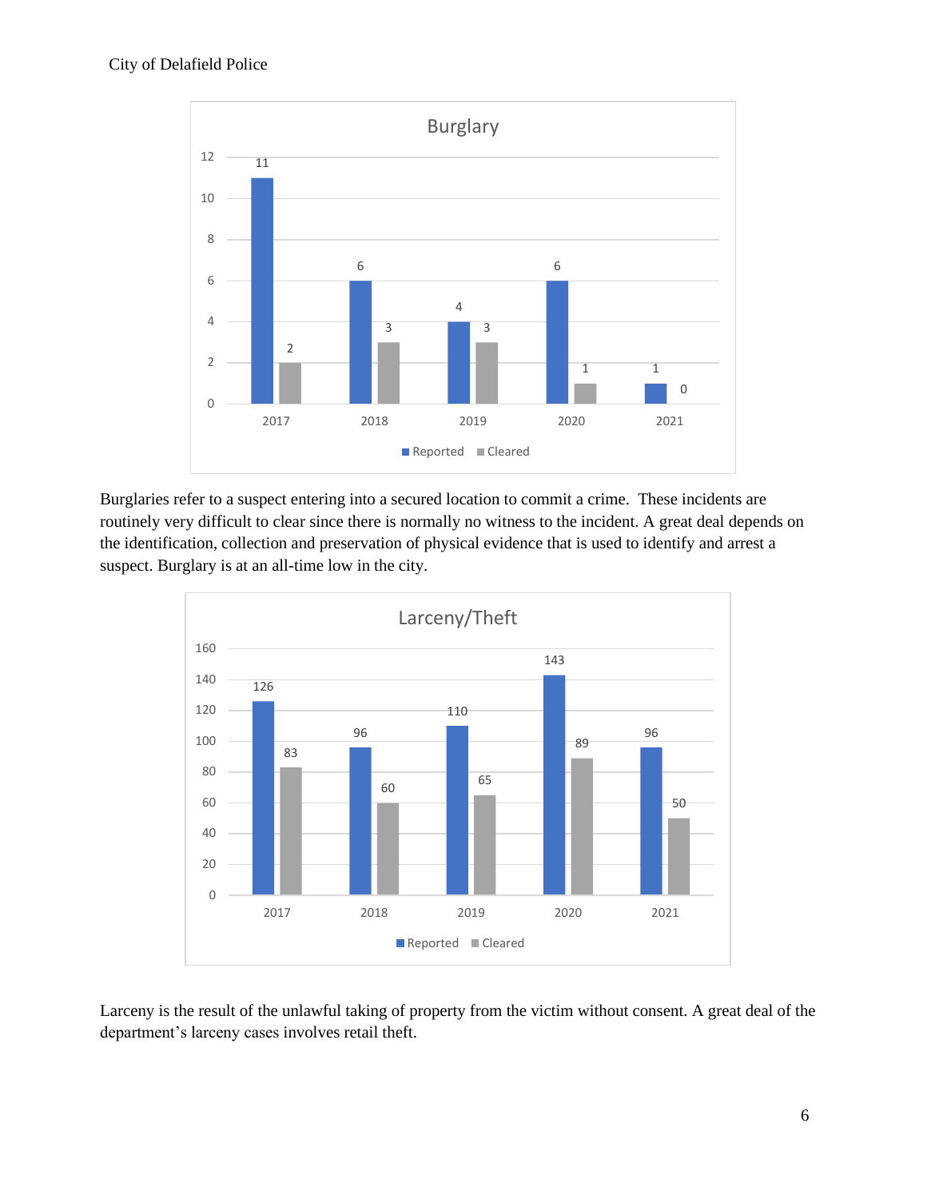**Burglary**

| | 2017 | 2018 | 2019 | 2020 | 2021 |
|---|---|---|---|---|---|
| Reported | 11 | 6 | 4 | 6 | 1 |
| Cleared | 2 | 3 | 3 | 1 | 0 |

Burglaries refer to a suspect entering into a secured location to commit a crime. These incidents are routinely very difficult to clear since there is normally no witness to the incident. A great deal depends on the identification, collection and preservation of physical evidence that is used to identify and arrest a suspect. Burglary is at an all-time low in the city.

**Larceny/Theft**

| | 2017 | 2018 | 2019 | 2020 | 2021 |
|---|---|---|---|---|---|
| Reported | 126 | 96 | 110 | 143 | 96 |
| Cleared | 83 | 60 | 65 | 89 | 50 |

Larceny is the result of the unlawful taking of property from the victim without consent. A great deal of the department's larceny cases involves retail theft.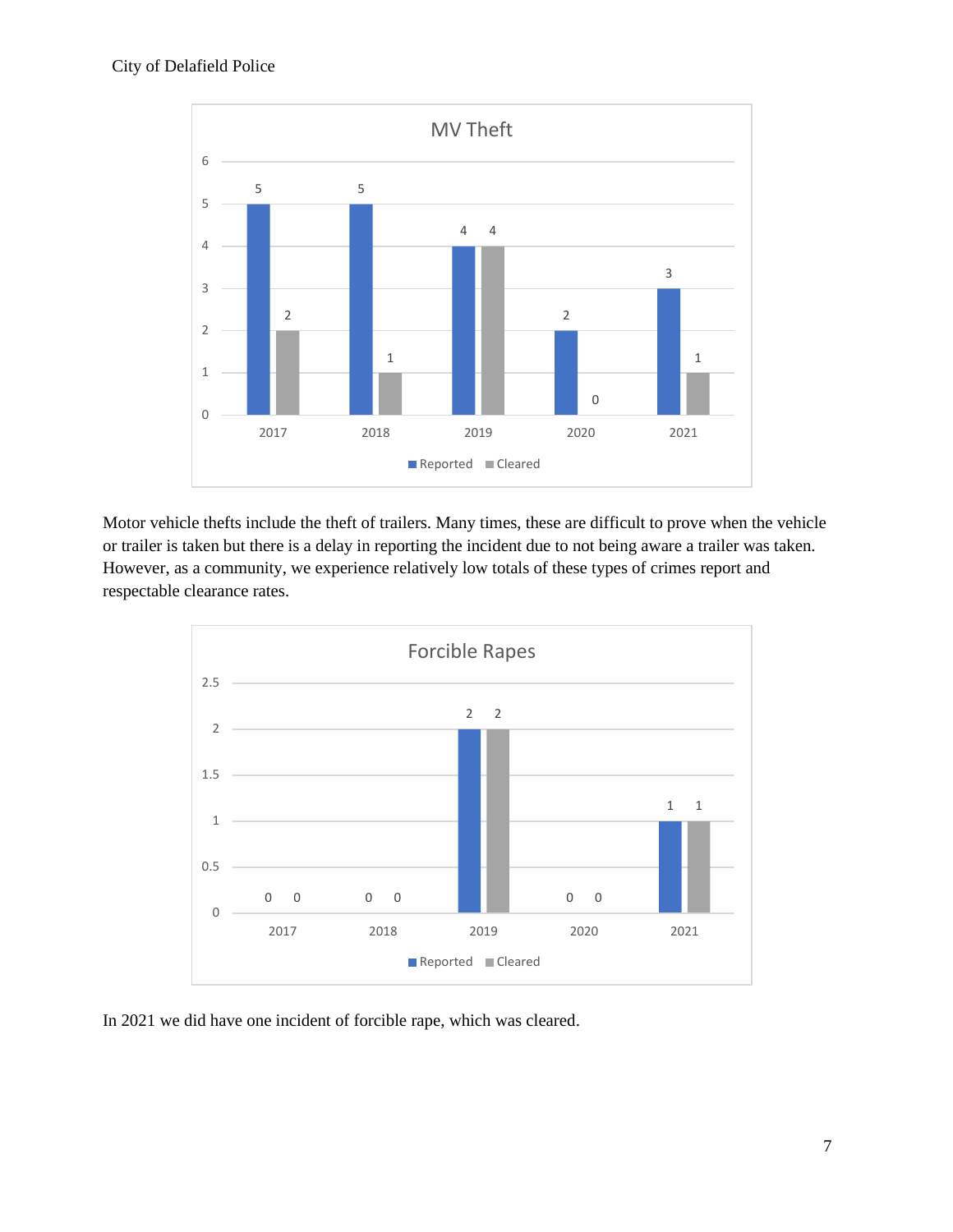MV Theft

| | 2017 | 2018 | 2019 | 2020 | 2021 |
|---|---|---|---|---|---|
| Reported | 5 | 5 | 4 | 2 | 3 |
| Cleared | 2 | 1 | 4 | 0 | 1 |

Motor vehicle thefts include the theft of trailers. Many times, these are difficult to prove when the vehicle or trailer is taken but there is a delay in reporting the incident due to not being aware a trailer was taken. However, as a community, we experience relatively low totals of these types of crimes report and respectable clearance rates.

Forcible Rapes

| | 2017 | 2018 | 2019 | 2020 | 2021 |
|---|---|---|---|---|---|
| Reported | 0 | 0 | 2 | 0 | 1 |
| Cleared | 0 | 0 | 2 | 0 | 1 |

In 2021 we did have one incident of forcible rape, which was cleared.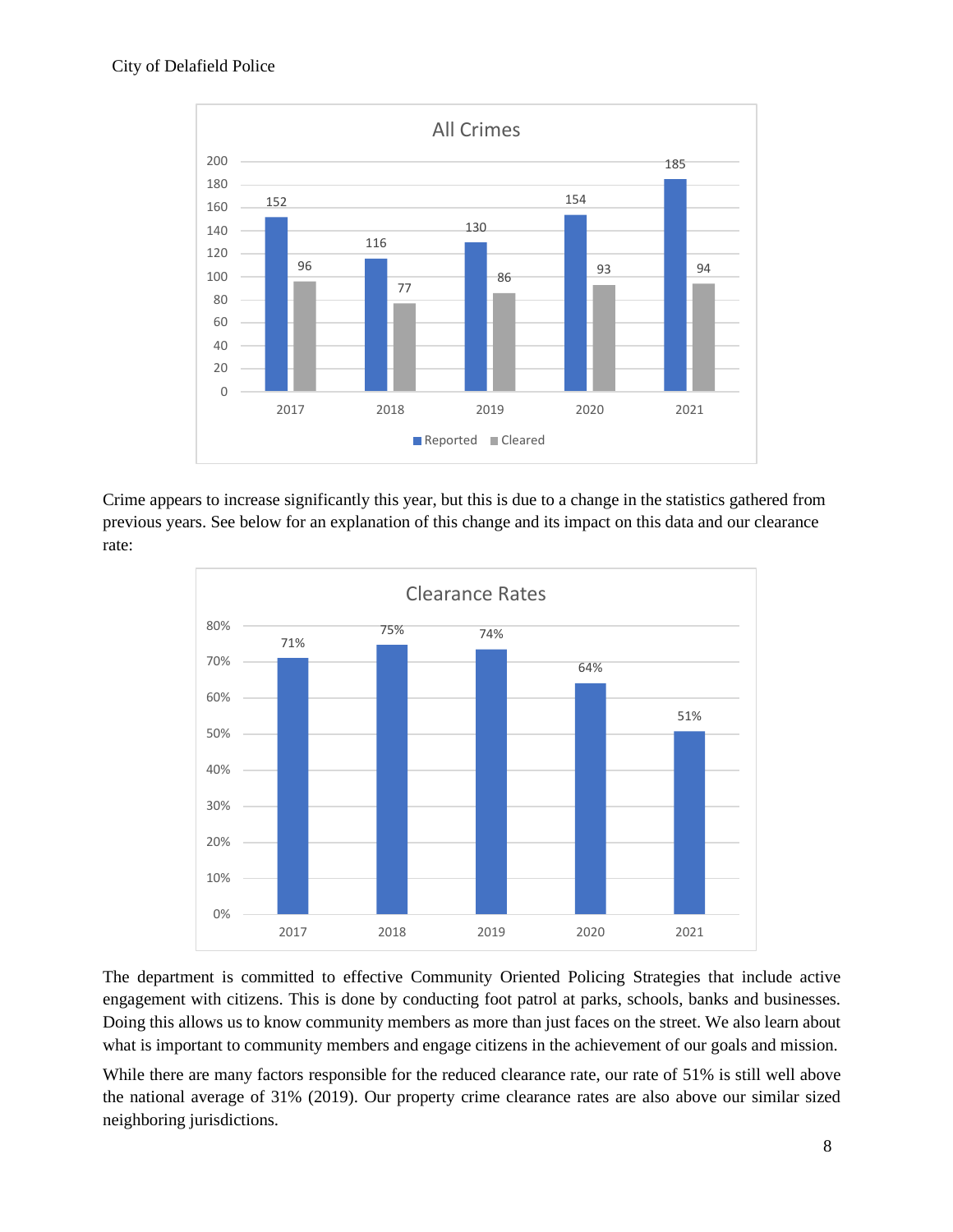## All Crimes

| Year | Reported | Cleared |
|---|---|---|
| 2017 | 152 | 96 |
| 2018 | 116 | 77 |
| 2019 | 130 | 86 |
| 2020 | 154 | 93 |
| 2021 | 185 | 94 |

Crime appears to increase significantly this year, but this is due to a change in the statistics gathered from previous years. See below for an explanation of this change and its impact on this data and our clearance rate:

## Clearance Rates

| Year | Clearance Rate |
|---|---|
| 2017 | 71% |
| 2018 | 75% |
| 2019 | 74% |
| 2020 | 64% |
| 2021 | 51% |

The department is committed to effective Community Oriented Policing Strategies that include active engagement with citizens. This is done by conducting foot patrol at parks, schools, banks and businesses. Doing this allows us to know community members as more than just faces on the street. We also learn about what is important to community members and engage citizens in the achievement of our goals and mission.

While there are many factors responsible for the reduced clearance rate, our rate of 51% is still well above the national average of 31% (2019). Our property crime clearance rates are also above our similar sized neighboring jurisdictions.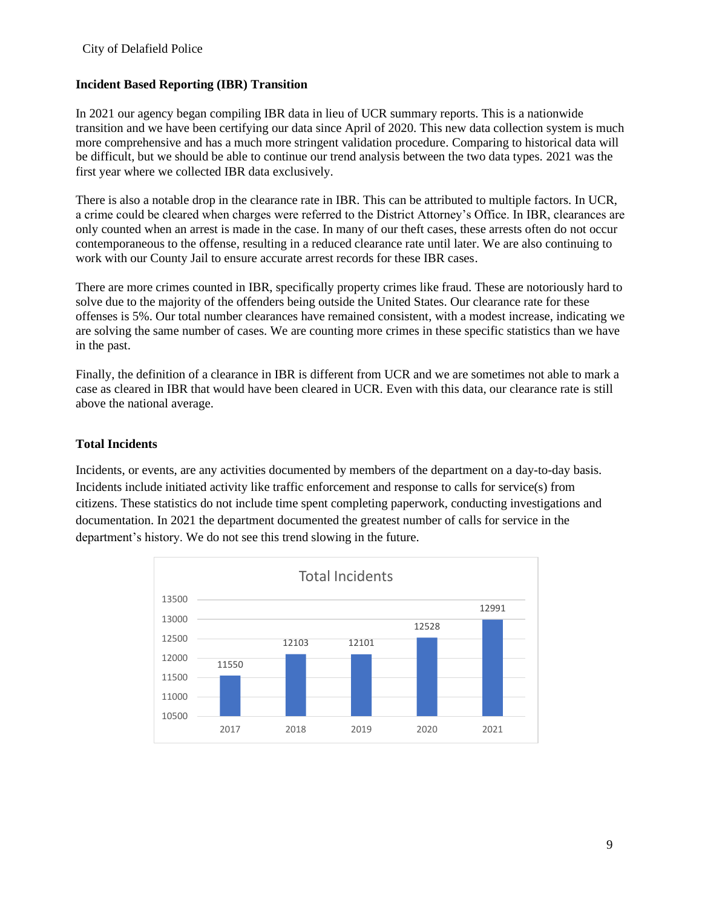## Incident Based Reporting (IBR) Transition

In 2021 our agency began compiling IBR data in lieu of UCR summary reports. This is a nationwide transition and we have been certifying our data since April of 2020. This new data collection system is much more comprehensive and has a much more stringent validation procedure. Comparing to historical data will be difficult, but we should be able to continue our trend analysis between the two data types. 2021 was the first year where we collected IBR data exclusively.

There is also a notable drop in the clearance rate in IBR. This can be attributed to multiple factors. In UCR, a crime could be cleared when charges were referred to the District Attorney's Office. In IBR, clearances are only counted when an arrest is made in the case. In many of our theft cases, these arrests often do not occur contemporaneous to the offense, resulting in a reduced clearance rate until later. We are also continuing to work with our County Jail to ensure accurate arrest records for these IBR cases.

There are more crimes counted in IBR, specifically property crimes like fraud. These are notoriously hard to solve due to the majority of the offenders being outside the United States. Our clearance rate for these offenses is 5%. Our total number clearances have remained consistent, with a modest increase, indicating we are solving the same number of cases. We are counting more crimes in these specific statistics than we have in the past.

Finally, the definition of a clearance in IBR is different from UCR and we are sometimes not able to mark a case as cleared in IBR that would have been cleared in UCR. Even with this data, our clearance rate is still above the national average.

## Total Incidents

Incidents, or events, are any activities documented by members of the department on a day-to-day basis. Incidents include initiated activity like traffic enforcement and response to calls for service(s) from citizens. These statistics do not include time spent completing paperwork, conducting investigations and documentation. In 2021 the department documented the greatest number of calls for service in the department's history. We do not see this trend slowing in the future.

**Total Incidents**

| Year | Total Incidents |
|---|---|
| 2017 | 11550 |
| 2018 | 12103 |
| 2019 | 12101 |
| 2020 | 12528 |
| 2021 | 12991 |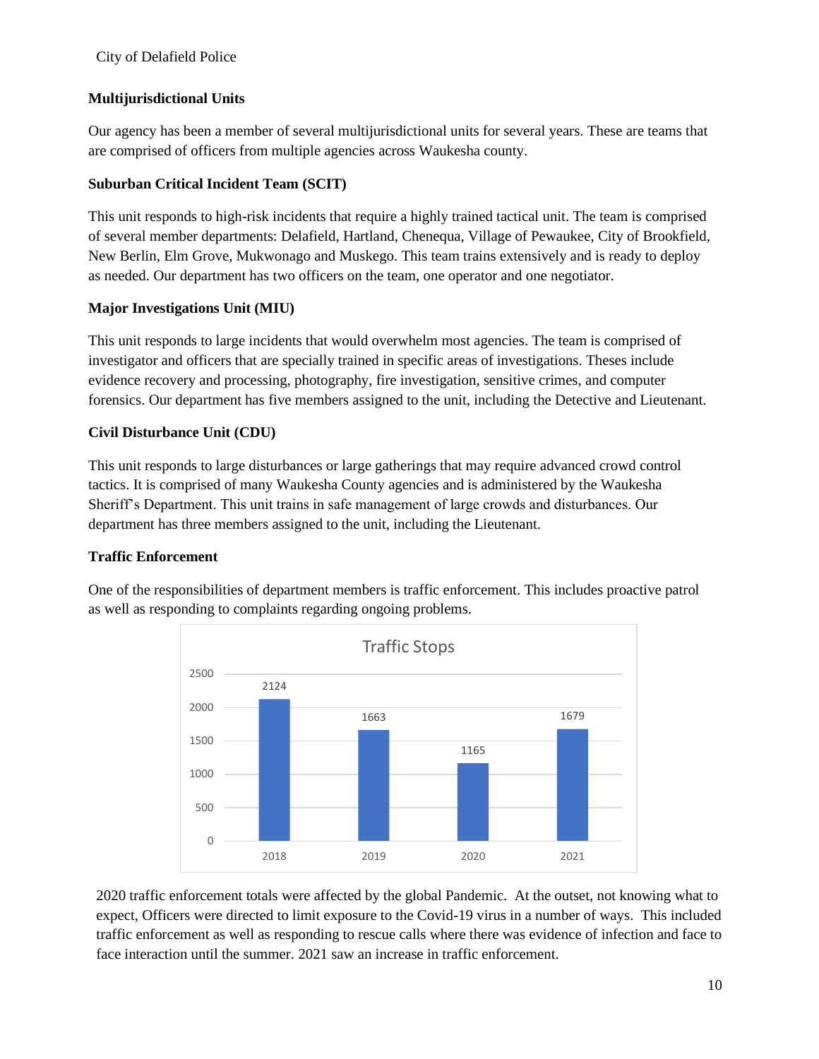## Multijurisdictional Units

Our agency has been a member of several multijurisdictional units for several years. These are teams that are comprised of officers from multiple agencies across Waukesha county.

### Suburban Critical Incident Team (SCIT)

This unit responds to high-risk incidents that require a highly trained tactical unit. The team is comprised of several member departments: Delafield, Hartland, Chenequa, Village of Pewaukee, City of Brookfield, New Berlin, Elm Grove, Mukwonago and Muskego. This team trains extensively and is ready to deploy as needed. Our department has two officers on the team, one operator and one negotiator.

### Major Investigations Unit (MIU)

This unit responds to large incidents that would overwhelm most agencies. The team is comprised of investigator and officers that are specially trained in specific areas of investigations. Theses include evidence recovery and processing, photography, fire investigation, sensitive crimes, and computer forensics. Our department has five members assigned to the unit, including the Detective and Lieutenant.

### Civil Disturbance Unit (CDU)

This unit responds to large disturbances or large gatherings that may require advanced crowd control tactics. It is comprised of many Waukesha County agencies and is administered by the Waukesha Sheriff's Department. This unit trains in safe management of large crowds and disturbances. Our department has three members assigned to the unit, including the Lieutenant.

## Traffic Enforcement

One of the responsibilities of department members is traffic enforcement. This includes proactive patrol as well as responding to complaints regarding ongoing problems.

**Traffic Stops**

| Year | Traffic Stops |
|---|---|
| 2018 | 2124 |
| 2019 | 1663 |
| 2020 | 1165 |
| 2021 | 1679 |

2020 traffic enforcement totals were affected by the global Pandemic. At the outset, not knowing what to expect, Officers were directed to limit exposure to the Covid-19 virus in a number of ways. This included traffic enforcement as well as responding to rescue calls where there was evidence of infection and face to face interaction until the summer. 2021 saw an increase in traffic enforcement.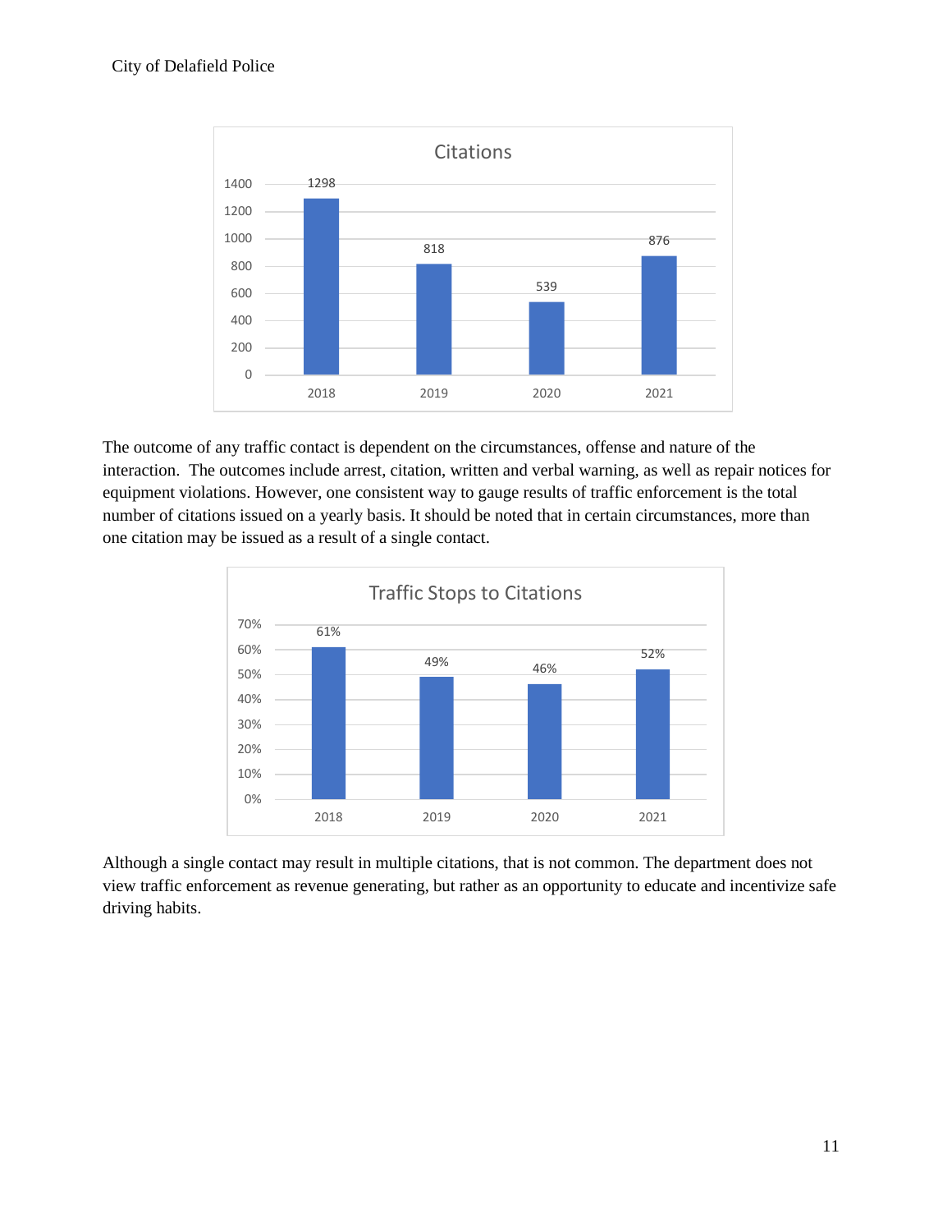**Citations**

| Year | Citations |
|---|---|
| 2018 | 1298 |
| 2019 | 818 |
| 2020 | 539 |
| 2021 | 876 |

The outcome of any traffic contact is dependent on the circumstances, offense and nature of the interaction. The outcomes include arrest, citation, written and verbal warning, as well as repair notices for equipment violations. However, one consistent way to gauge results of traffic enforcement is the total number of citations issued on a yearly basis. It should be noted that in certain circumstances, more than one citation may be issued as a result of a single contact.

**Traffic Stops to Citations**

| Year | Traffic Stops to Citations |
|---|---|
| 2018 | 61% |
| 2019 | 49% |
| 2020 | 46% |
| 2021 | 52% |

Although a single contact may result in multiple citations, that is not common. The department does not view traffic enforcement as revenue generating, but rather as an opportunity to educate and incentivize safe driving habits.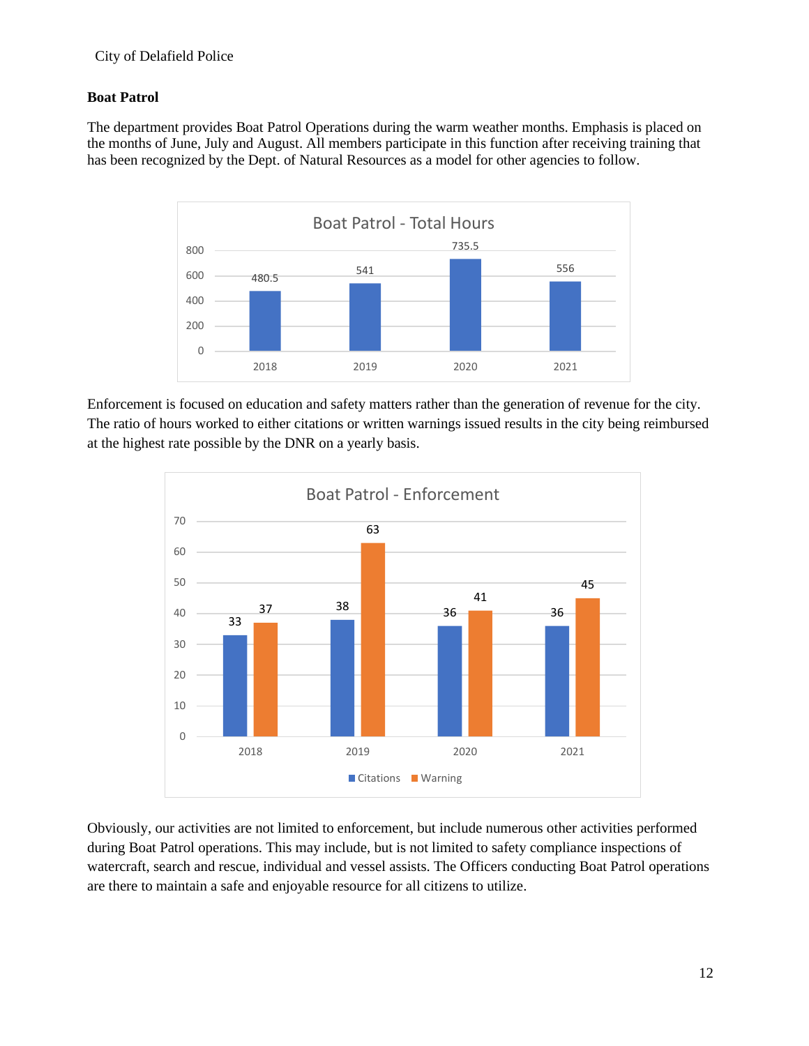## Boat Patrol

The department provides Boat Patrol Operations during the warm weather months. Emphasis is placed on the months of June, July and August. All members participate in this function after receiving training that has been recognized by the Dept. of Natural Resources as a model for other agencies to follow.

**Boat Patrol - Total Hours**

| Year | Hours |
|---|---|
| 2018 | 480.5 |
| 2019 | 541 |
| 2020 | 735.5 |
| 2021 | 556 |

Enforcement is focused on education and safety matters rather than the generation of revenue for the city. The ratio of hours worked to either citations or written warnings issued results in the city being reimbursed at the highest rate possible by the DNR on a yearly basis.

**Boat Patrol - Enforcement**

| Year | Citations | Warning |
|---|---|---|
| 2018 | 33 | 37 |
| 2019 | 38 | 63 |
| 2020 | 36 | 41 |
| 2021 | 36 | 45 |

Obviously, our activities are not limited to enforcement, but include numerous other activities performed during Boat Patrol operations. This may include, but is not limited to safety compliance inspections of watercraft, search and rescue, individual and vessel assists. The Officers conducting Boat Patrol operations are there to maintain a safe and enjoyable resource for all citizens to utilize.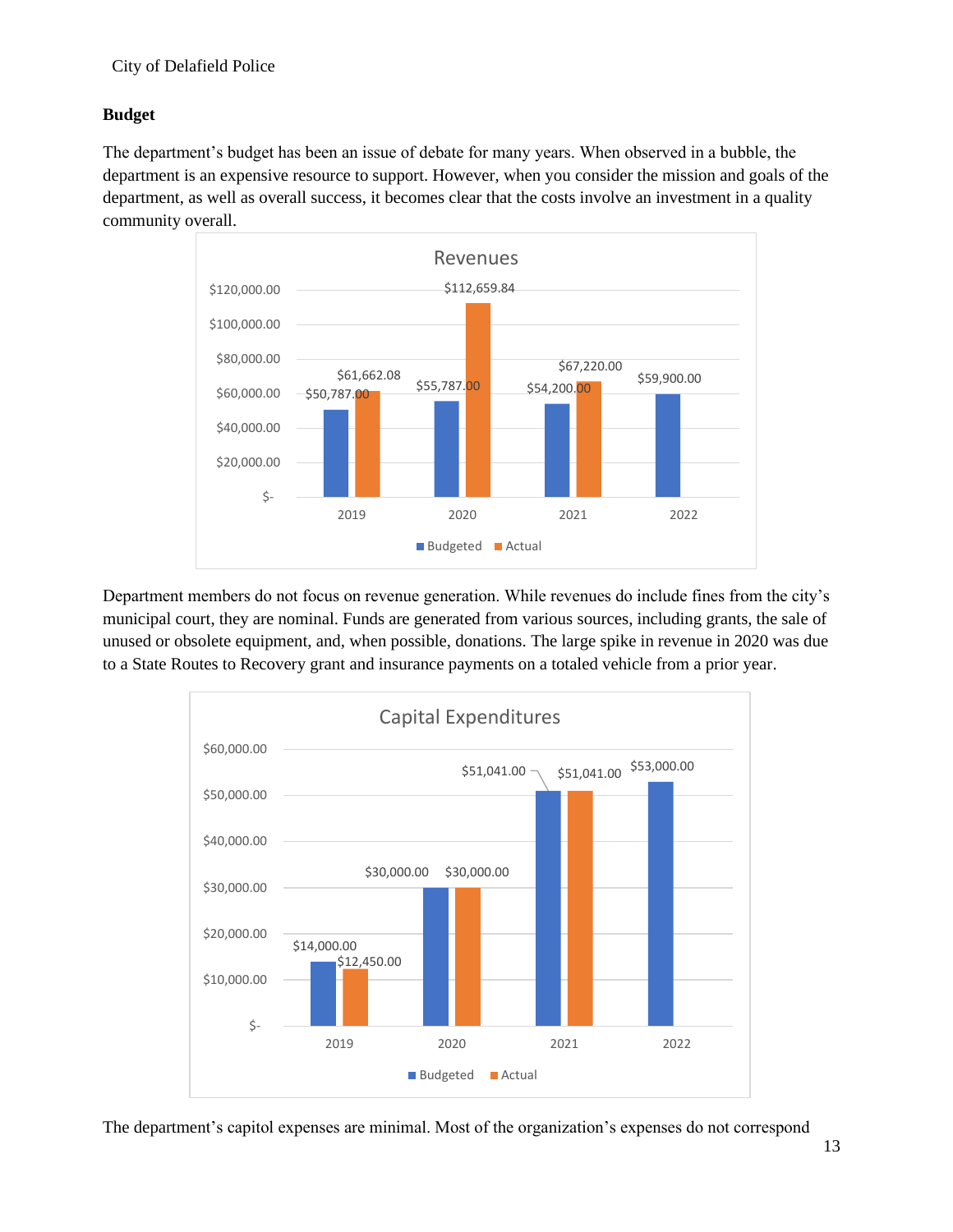**Budget**

The department's budget has been an issue of debate for many years. When observed in a bubble, the department is an expensive resource to support. However, when you consider the mission and goals of the department, as well as overall success, it becomes clear that the costs involve an investment in a quality community overall.

**Revenues**

| Year | Budgeted | Actual |
|---|---|---|
| 2019 | $50,787.00 | $61,662.08 |
| 2020 | $55,787.00 | $112,659.84 |
| 2021 | $54,200.00 | $67,220.00 |
| 2022 | $59,900.00 | |

Department members do not focus on revenue generation. While revenues do include fines from the city's municipal court, they are nominal. Funds are generated from various sources, including grants, the sale of unused or obsolete equipment, and, when possible, donations. The large spike in revenue in 2020 was due to a State Routes to Recovery grant and insurance payments on a totaled vehicle from a prior year.

**Capital Expenditures**

| Year | Budgeted | Actual |
|---|---|---|
| 2019 | $14,000.00 | $12,450.00 |
| 2020 | $30,000.00 | $30,000.00 |
| 2021 | $51,041.00 | $51,041.00 |
| 2022 | $53,000.00 | |

The department's capitol expenses are minimal. Most of the organization's expenses do not correspond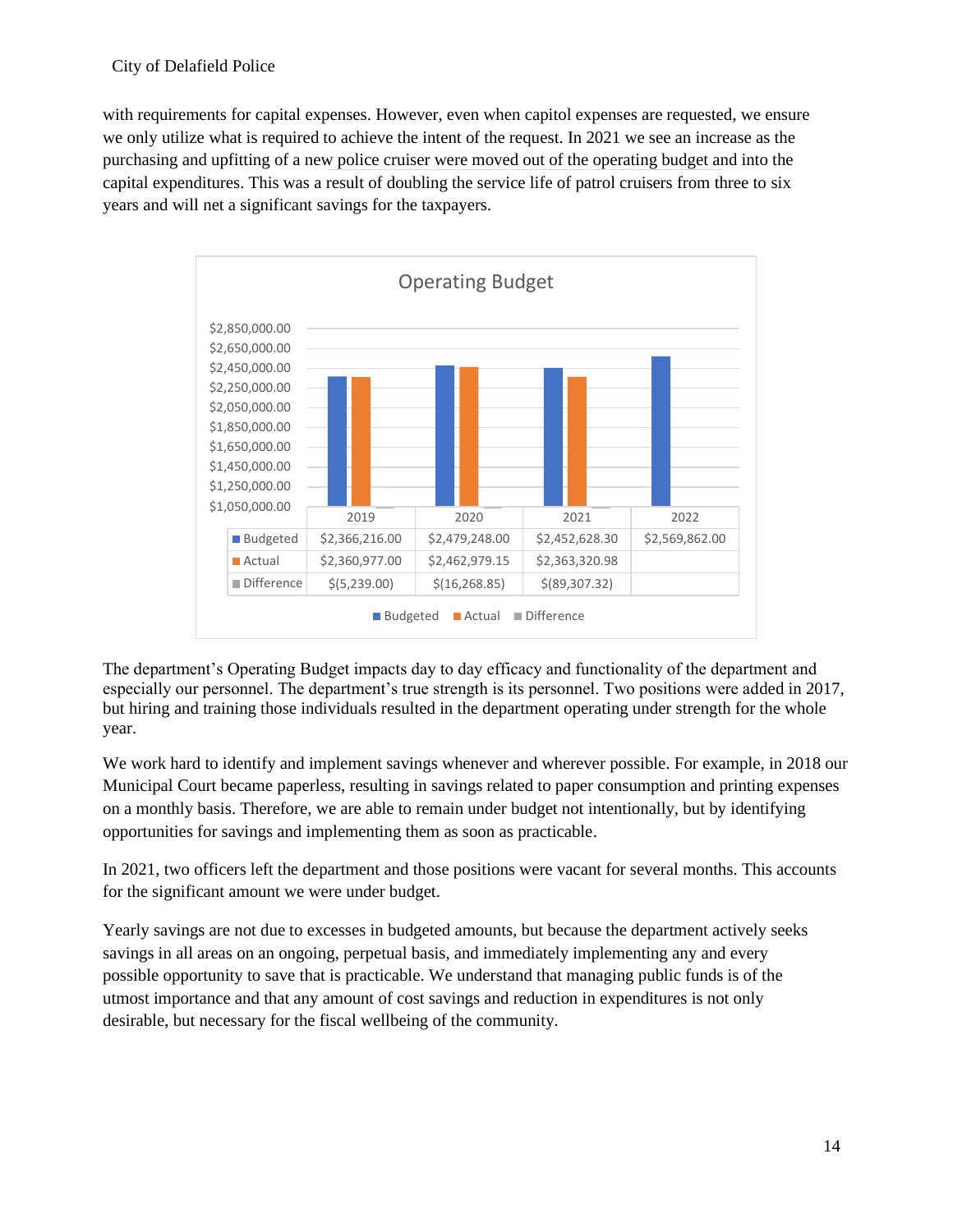with requirements for capital expenses. However, even when capitol expenses are requested, we ensure we only utilize what is required to achieve the intent of the request. In 2021 we see an increase as the purchasing and upfitting of a new police cruiser were moved out of the operating budget and into the capital expenditures. This was a result of doubling the service life of patrol cruisers from three to six years and will net a significant savings for the taxpayers.

**Operating Budget**

| | 2019 | 2020 | 2021 | 2022 |
|---|---|---|---|---|
| Budgeted | $2,366,216.00 | $2,479,248.00 | $2,452,628.30 | $2,569,862.00 |
| Actual | $2,360,977.00 | $2,462,979.15 | $2,363,320.98 | |
| Difference | $(5,239.00) | $(16,268.85) | $(89,307.32) | |

The department's Operating Budget impacts day to day efficacy and functionality of the department and especially our personnel. The department's true strength is its personnel. Two positions were added in 2017, but hiring and training those individuals resulted in the department operating under strength for the whole year.

We work hard to identify and implement savings whenever and wherever possible. For example, in 2018 our Municipal Court became paperless, resulting in savings related to paper consumption and printing expenses on a monthly basis. Therefore, we are able to remain under budget not intentionally, but by identifying opportunities for savings and implementing them as soon as practicable.

In 2021, two officers left the department and those positions were vacant for several months. This accounts for the significant amount we were under budget.

Yearly savings are not due to excesses in budgeted amounts, but because the department actively seeks savings in all areas on an ongoing, perpetual basis, and immediately implementing any and every possible opportunity to save that is practicable. We understand that managing public funds is of the utmost importance and that any amount of cost savings and reduction in expenditures is not only desirable, but necessary for the fiscal wellbeing of the community.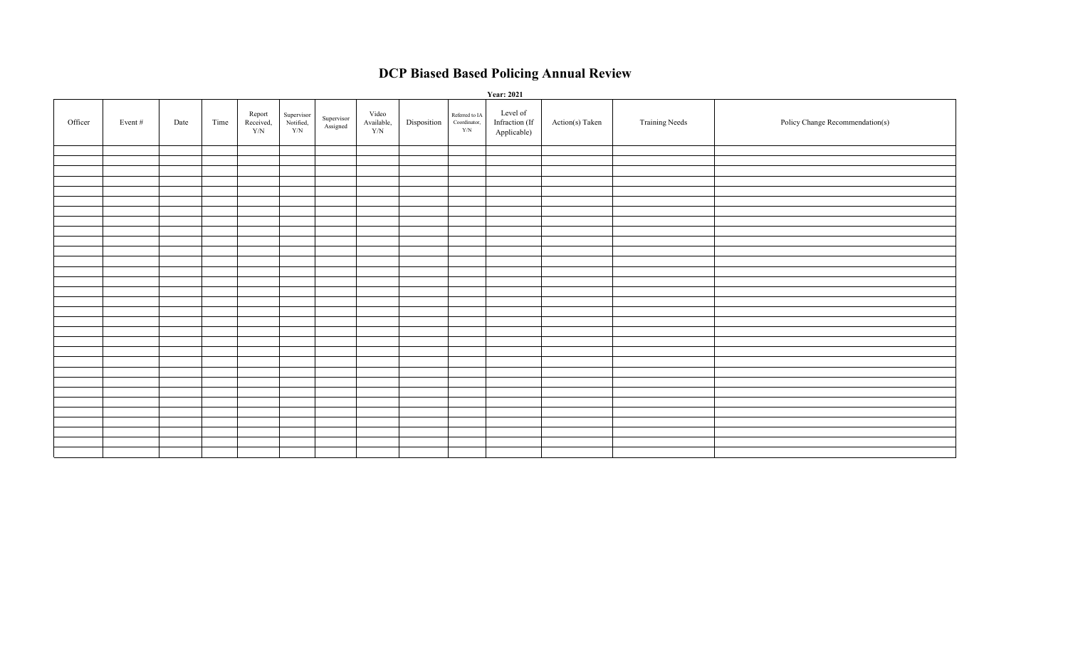# DCP Biased Based Policing Annual Review

**Year: 2021**

| Officer | Event # | Date | Time | Report Received, Y/N | Supervisor Notified, Y/N | Supervisor Assigned | Video Available, Y/N | Disposition | Referred to IA Coordinator, Y/N | Level of Infraction (If Applicable) | Action(s) Taken | Training Needs | Policy Change Recommendation(s) |
|---|---|---|---|---|---|---|---|---|---|---|---|---|---|
| | | | | | | | | | | | | | |
| | | | | | | | | | | | | | |
| | | | | | | | | | | | | | |
| | | | | | | | | | | | | | |
| | | | | | | | | | | | | | |
| | | | | | | | | | | | | | |
| | | | | | | | | | | | | | |
| | | | | | | | | | | | | | |
| | | | | | | | | | | | | | |
| | | | | | | | | | | | | | |
| | | | | | | | | | | | | | |
| | | | | | | | | | | | | | |
| | | | | | | | | | | | | | |
| | | | | | | | | | | | | | |
| | | | | | | | | | | | | | |
| | | | | | | | | | | | | | |
| | | | | | | | | | | | | | |
| | | | | | | | | | | | | | |
| | | | | | | | | | | | | | |
| | | | | | | | | | | | | | |
| | | | | | | | | | | | | | |
| | | | | | | | | | | | | | |
| | | | | | | | | | | | | | |
| | | | | | | | | | | | | | |
| | | | | | | | | | | | | | |
| | | | | | | | | | | | | | |
| | | | | | | | | | | | | | |
| | | | | | | | | | | | | | |
| | | | | | | | | | | | | | |
| | | | | | | | | | | | | | |
| | | | | | | | | | | | | | |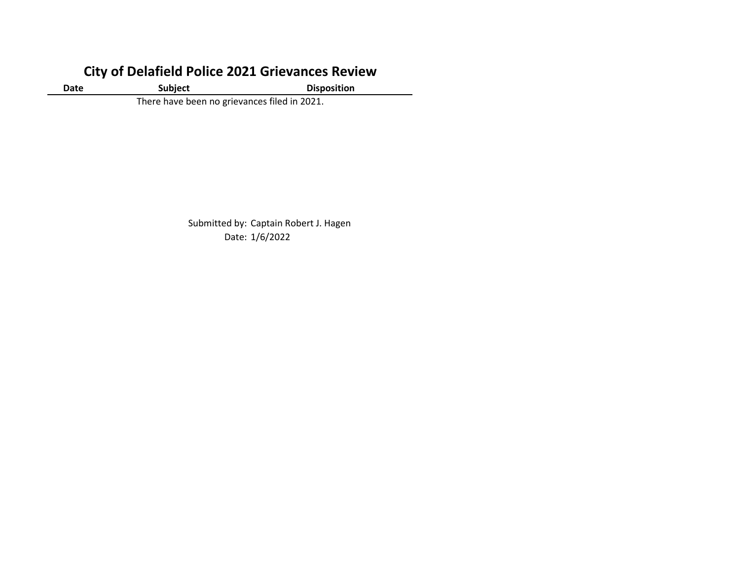# City of Delafield Police 2021 Grievances Review

| Date | Subject | Disposition |
|---|---|---|
| There have been no grievances filed in 2021. | | |

Submitted by: Captain Robert J. Hagen
Date: 1/6/2022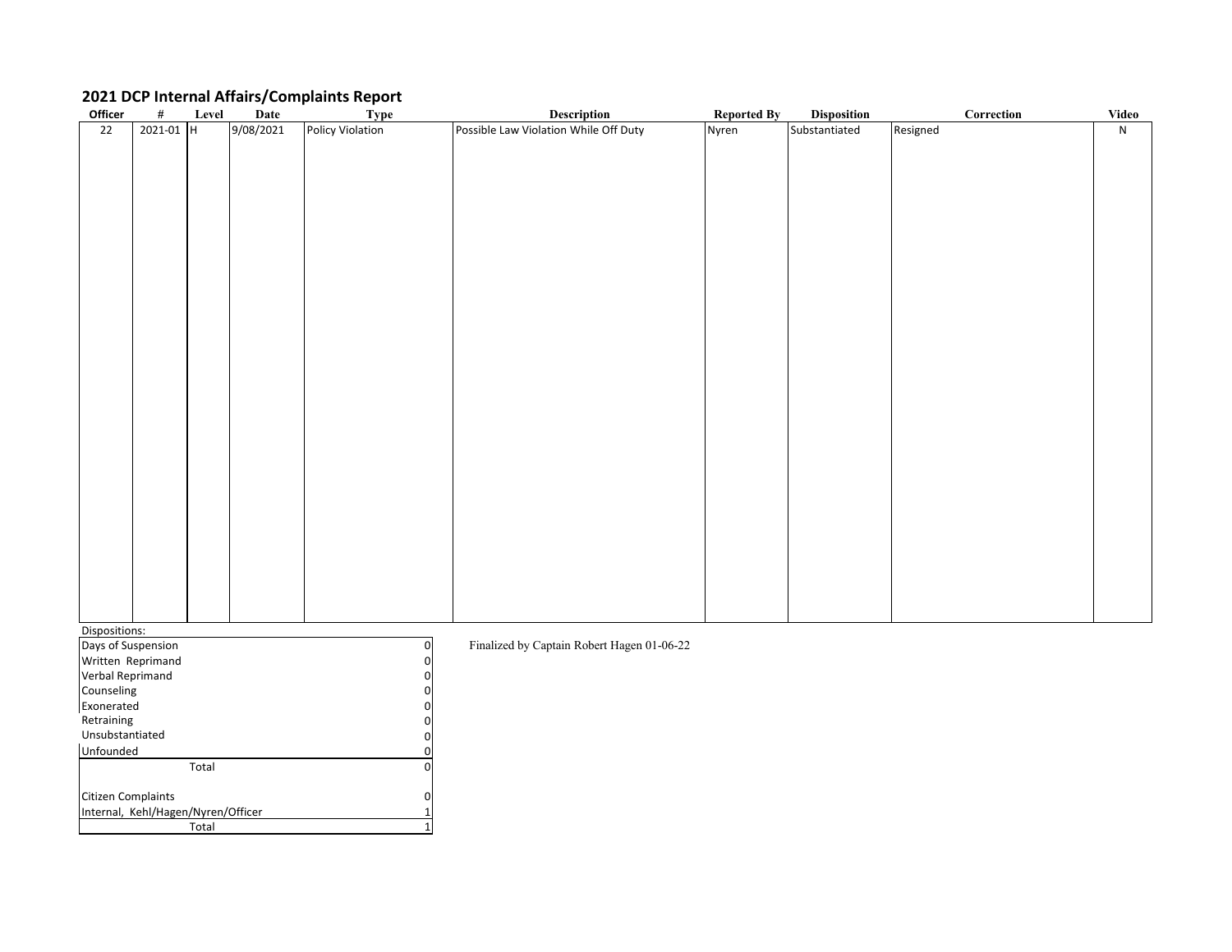## 2021 DCP Internal Affairs/Complaints Report

| Officer | # | Level | Date | Type | Description | Reported By | Disposition | Correction | Video |
|---|---|---|---|---|---|---|---|---|---|
| 22 | 2021-01 | H | 9/08/2021 | Policy Violation | Possible Law Violation While Off Duty | Nyren | Substantiated | Resigned | N |

Dispositions:

| | |
|---|---|
| Days of Suspension | 0 |
| Written Reprimand | 0 |
| Verbal Reprimand | 0 |
| Counseling | 0 |
| Exonerated | 0 |
| Retraining | 0 |
| Unsubstantiated | 0 |
| Unfounded | 0 |
| Total | 0 |
| | |
| Citizen Complaints | 0 |
| Internal, Kehl/Hagen/Nyren/Officer | 1 |
| Total | 1 |

Finalized by Captain Robert Hagen 01-06-22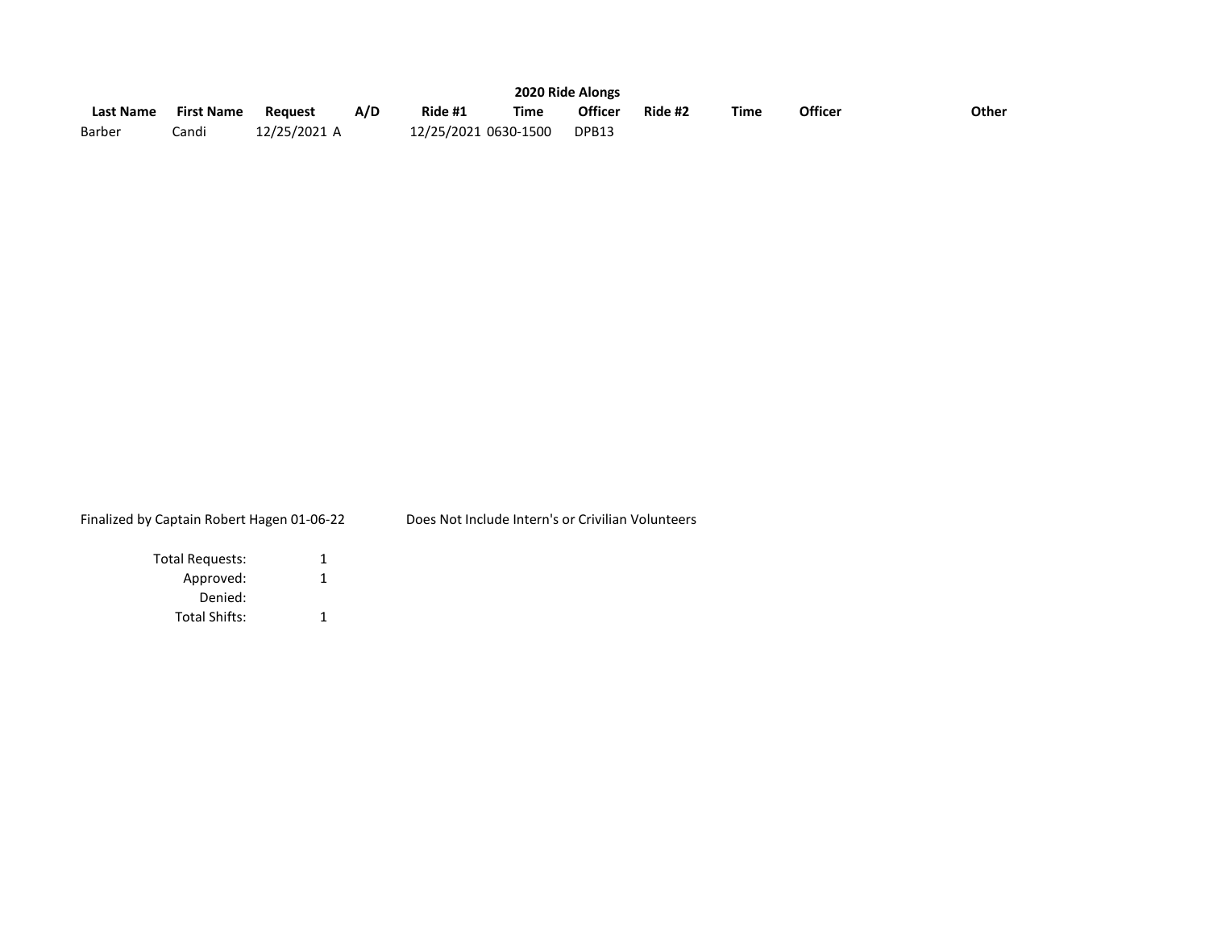**2020 Ride Alongs**

| Last Name | First Name | Request | A/D | Ride #1 | Time | Officer | Ride #2 | Time | Officer | Other |
|---|---|---|---|---|---|---|---|---|---|---|
| Barber | Candi | 12/25/2021 | A | 12/25/2021 | 0630-1500 | DPB13 | | | | |

Finalized by Captain Robert Hagen 01-06-22

Does Not Include Intern's or Crivilian Volunteers

| | |
|---|---|
| Total Requests: | 1 |
| Approved: | 1 |
| Denied: | |
| Total Shifts: | 1 |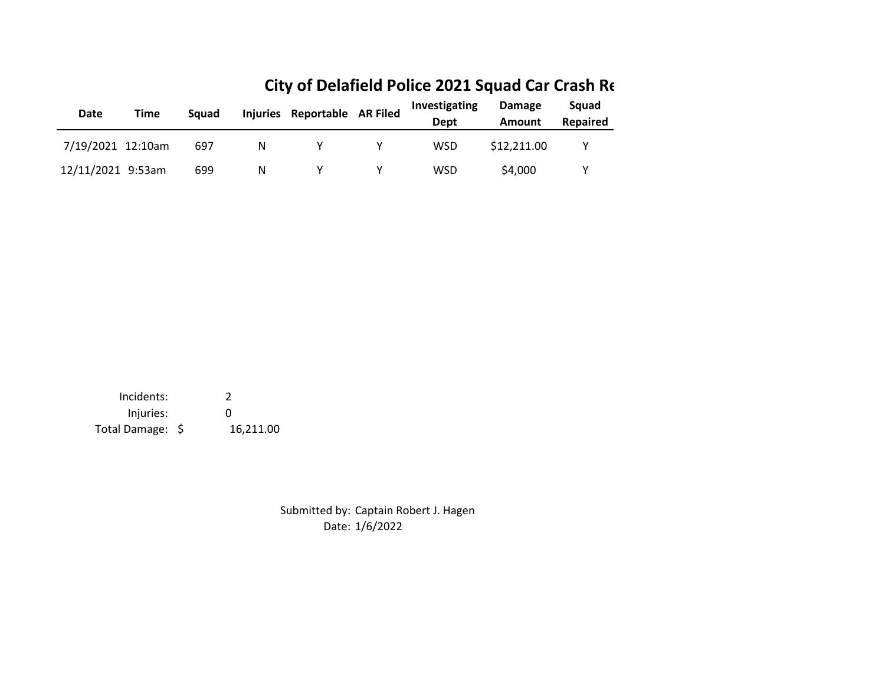# City of Delafield Police 2021 Squad Car Crash Re

| Date | Time | Squad | Injuries | Reportable | AR Filed | Investigating Dept | Damage Amount | Squad Repaired |
|---|---|---|---|---|---|---|---|---|
| 7/19/2021 | 12:10am | 697 | N | Y | Y | WSD | $12,211.00 | Y |
| 12/11/2021 | 9:53am | 699 | N | Y | Y | WSD | $4,000 | Y |

Incidents: 2

Injuries: 0

Total Damage: $ 16,211.00

Submitted by: Captain Robert J. Hagen

Date: 1/6/2022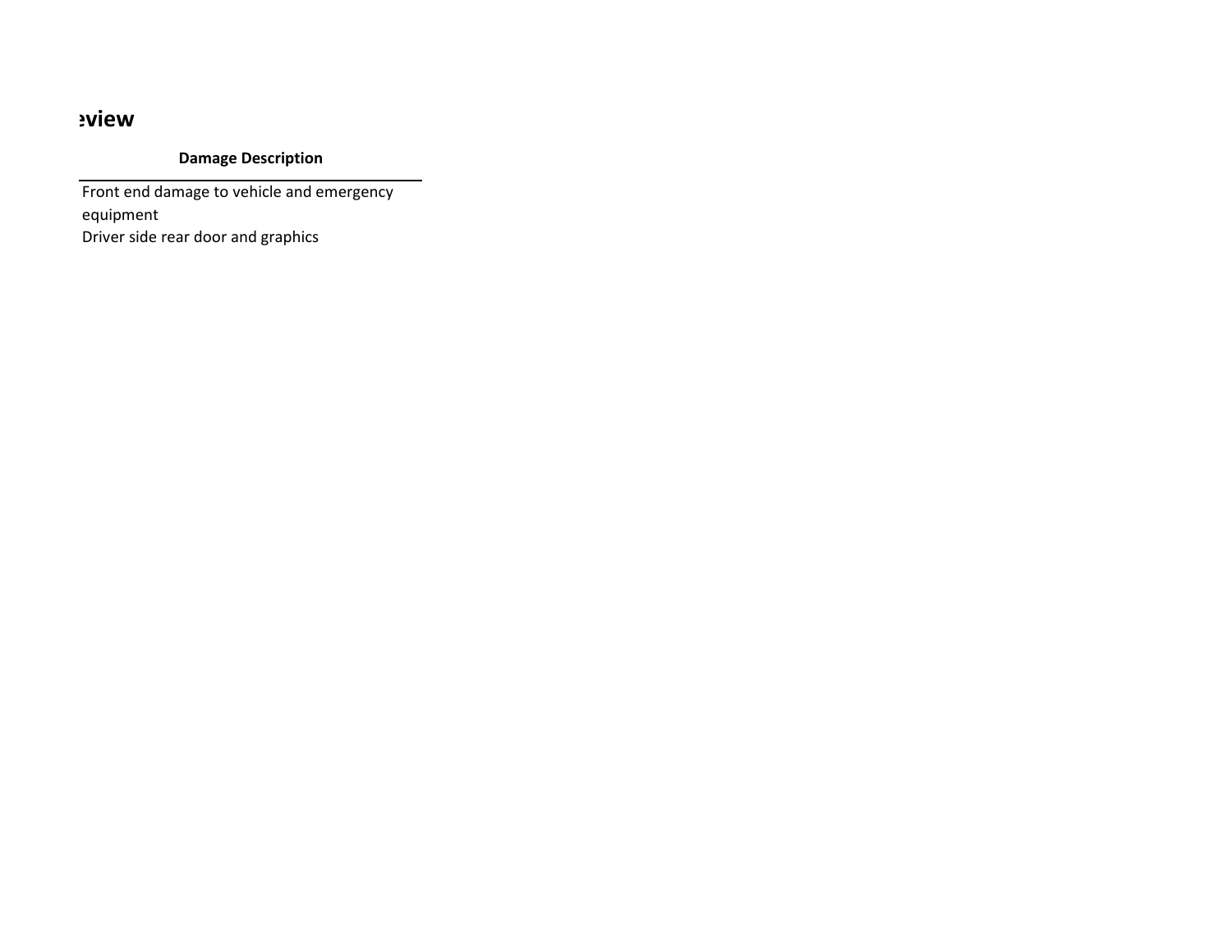## eview

| Damage Description |
|---|
| Front end damage to vehicle and emergency equipment |
| Driver side rear door and graphics |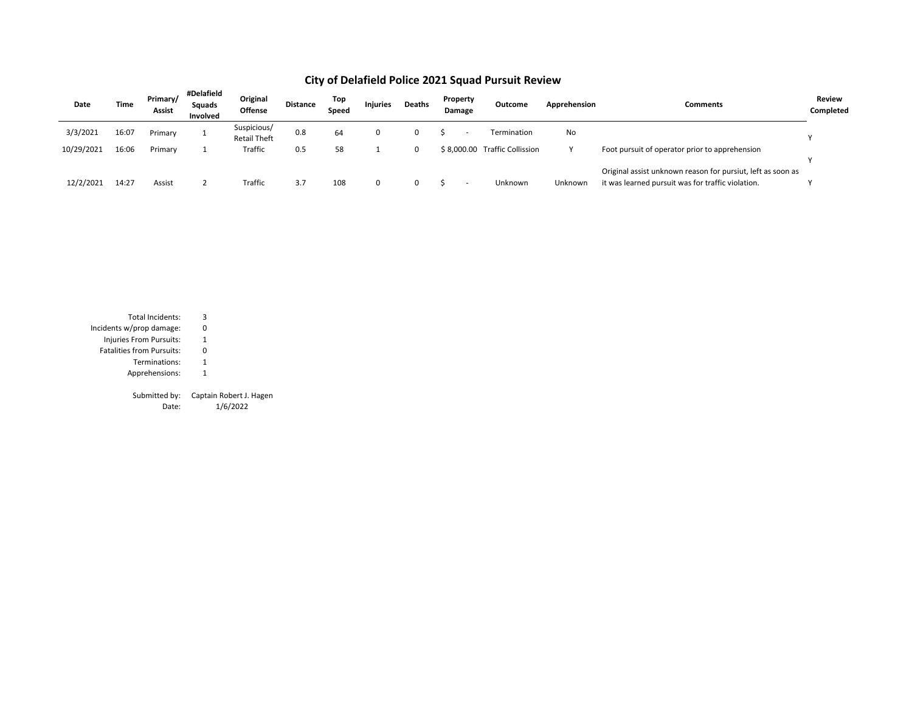# City of Delafield Police 2021 Squad Pursuit Review

| Date | Time | Primary/ Assist | #Delafield Squads Involved | Original Offense | Distance | Top Speed | Injuries | Deaths | Property Damage | Outcome | Apprehension | Comments | Review Completed |
|---|---|---|---|---|---|---|---|---|---|---|---|---|---|
| 3/3/2021 | 16:07 | Primary | 1 | Suspicious/ Retail Theft | 0.8 | 64 | 0 | 0 | $ - | Termination | No | | Y |
| 10/29/2021 | 16:06 | Primary | 1 | Traffic | 0.5 | 58 | 1 | 0 | $ 8,000.00 | Traffic Collission | Y | Foot pursuit of operator prior to apprehension | Y |
| 12/2/2021 | 14:27 | Assist | 2 | Traffic | 3.7 | 108 | 0 | 0 | $ - | Unknown | Unknown | Original assist unknown reason for pursiut, left as soon as it was learned pursuit was for traffic violation. | Y |

| | |
|---|---|
| Total Incidents: | 3 |
| Incidents w/prop damage: | 0 |
| Injuries From Pursuits: | 1 |
| Fatalities from Pursuits: | 0 |
| Terminations: | 1 |
| Apprehensions: | 1 |

Submitted by: Captain Robert J. Hagen

Date: 1/6/2022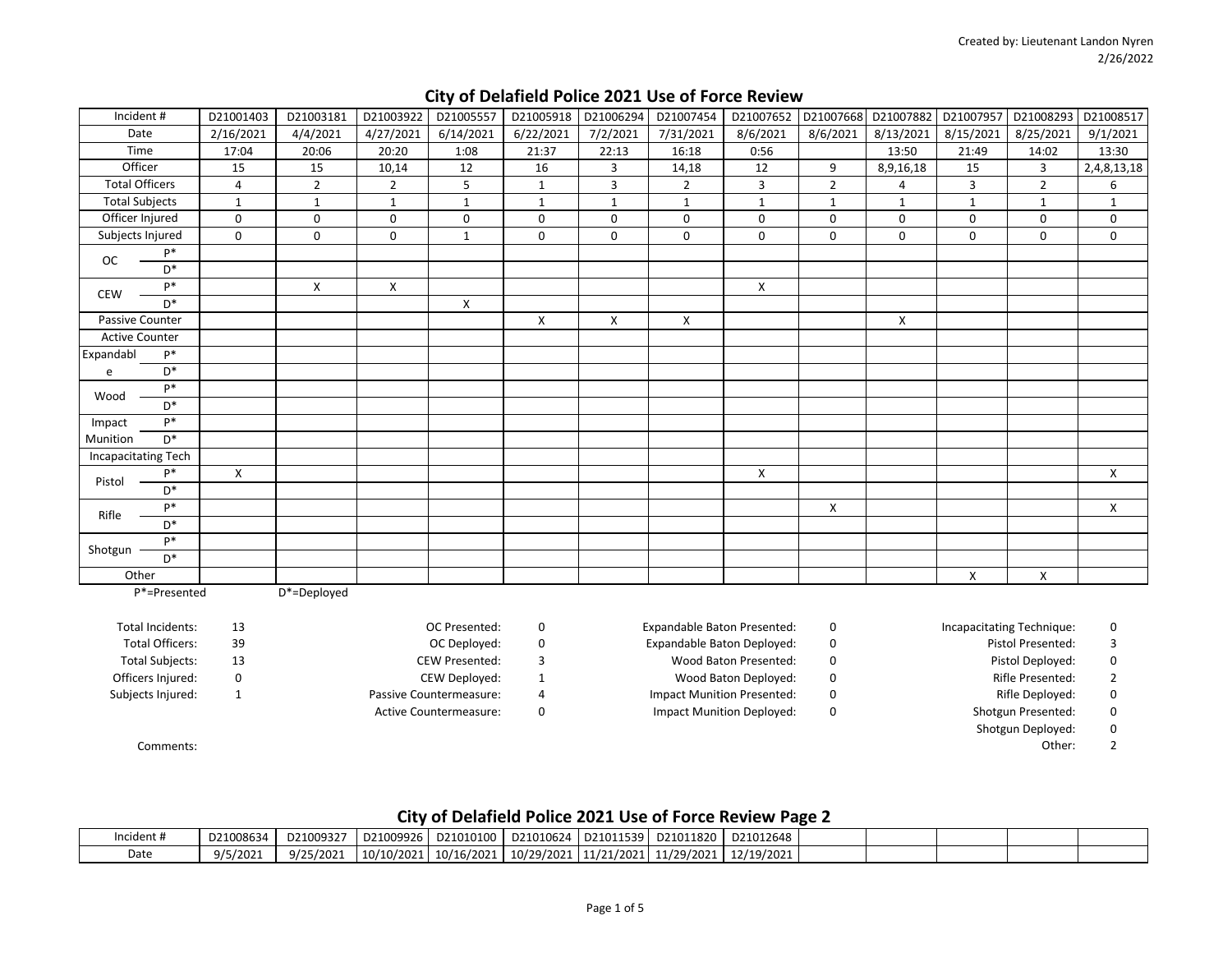Created by: Lieutenant Landon Nyren
2/26/2022

## City of Delafield Police 2021 Use of Force Review

| Incident # | | D21001403 | D21003181 | D21003922 | D21005557 | D21005918 | D21006294 | D21007454 | D21007652 | D21007668 | D21007882 | D21007957 | D21008293 | D21008517 |
|---|---|---|---|---|---|---|---|---|---|---|---|---|---|---|
| Date | | 2/16/2021 | 4/4/2021 | 4/27/2021 | 6/14/2021 | 6/22/2021 | 7/2/2021 | 7/31/2021 | 8/6/2021 | 8/6/2021 | 8/13/2021 | 8/15/2021 | 8/25/2021 | 9/1/2021 |
| Time | | 17:04 | 20:06 | 20:20 | 1:08 | 21:37 | 22:13 | 16:18 | 0:56 | | 13:50 | 21:49 | 14:02 | 13:30 |
| Officer | | 15 | 15 | 10,14 | 12 | 16 | 3 | 14,18 | 12 | 9 | 8,9,16,18 | 15 | 3 | 2,4,8,13,18 |
| Total Officers | | 4 | 2 | 2 | 5 | 1 | 3 | 2 | 3 | 2 | 4 | 3 | 2 | 6 |
| Total Subjects | | 1 | 1 | 1 | 1 | 1 | 1 | 1 | 1 | 1 | 1 | 1 | 1 | 1 |
| Officer Injured | | 0 | 0 | 0 | 0 | 0 | 0 | 0 | 0 | 0 | 0 | 0 | 0 | 0 |
| Subjects Injured | | 0 | 0 | 0 | 1 | 0 | 0 | 0 | 0 | 0 | 0 | 0 | 0 | 0 |
| OC | P* | | | | | | | | | | | | | |
| | D* | | | | | | | | | | | | | |
| CEW | P* | | X | X | | | | | X | | | | | |
| | D* | | | | X | | | | | | | | | |
| Passive Counter | | | | | | X | X | X | | | X | | | |
| Active Counter | | | | | | | | | | | | | | |
| Expandable | P* | | | | | | | | | | | | | |
| | D* | | | | | | | | | | | | | |
| Wood | P* | | | | | | | | | | | | | |
| | D* | | | | | | | | | | | | | |
| Impact Munition | P* | | | | | | | | | | | | | |
| | D* | | | | | | | | | | | | | |
| Incapacitating Tech | | | | | | | | | | | | | | |
| Pistol | P* | X | | | | | | | X | | | | | X |
| | D* | | | | | | | | | | | | | |
| Rifle | P* | | | | | | | | | X | | | | X |
| | D* | | | | | | | | | | | | | |
| Shotgun | P* | | | | | | | | | | | | | |
| | D* | | | | | | | | | | | | | |
| Other | | | | | | | | | | | | X | X | |

P*=Presented D*=Deployed

| | | | | | | | |
|---|---|---|---|---|---|---|---|
| Total Incidents: | 13 | OC Presented: | 0 | Expandable Baton Presented: | 0 | Incapacitating Technique: | 0 |
| Total Officers: | 39 | OC Deployed: | 0 | Expandable Baton Deployed: | 0 | Pistol Presented: | 3 |
| Total Subjects: | 13 | CEW Presented: | 3 | Wood Baton Presented: | 0 | Pistol Deployed: | 0 |
| Officers Injured: | 0 | CEW Deployed: | 1 | Wood Baton Deployed: | 0 | Rifle Presented: | 2 |
| Subjects Injured: | 1 | Passive Countermeasure: | 4 | Impact Munition Presented: | 0 | Rifle Deployed: | 0 |
| | | Active Countermeasure: | 0 | Impact Munition Deployed: | 0 | Shotgun Presented: | 0 |
| | | | | | | Shotgun Deployed: | 0 |
| | | | | | | Other: | 2 |

Comments:

## City of Delafield Police 2021 Use of Force Review Page 2

| Incident # | D21008634 | D21009327 | D21009926 | D21010100 | D21010624 | D21011539 | D21011820 | D21012648 | | | | | |
|---|---|---|---|---|---|---|---|---|---|---|---|---|---|
| Date | 9/5/2021 | 9/25/2021 | 10/10/2021 | 10/16/2021 | 10/29/2021 | 11/21/2021 | 11/29/2021 | 12/19/2021 | | | | | |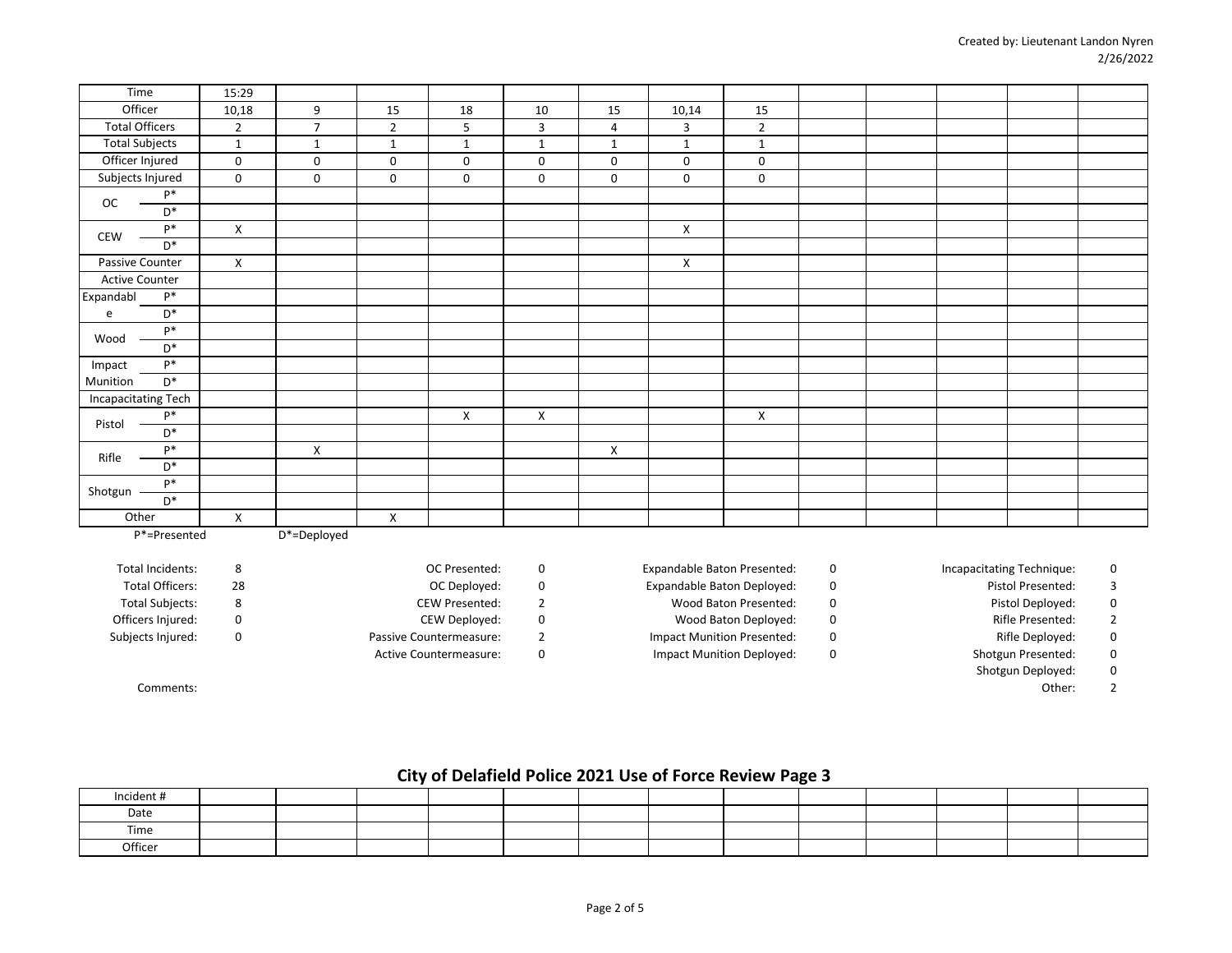Created by: Lieutenant Landon Nyren
2/26/2022

| Time | | 15:29 | | | | | | | | | | | | |
|---|---|---|---|---|---|---|---|---|---|---|---|---|---|---|
| Officer | | 10,18 | 9 | 15 | 18 | 10 | 15 | 10,14 | 15 | | | | | |
| Total Officers | | 2 | 7 | 2 | 5 | 3 | 4 | 3 | 2 | | | | | |
| Total Subjects | | 1 | 1 | 1 | 1 | 1 | 1 | 1 | 1 | | | | | |
| Officer Injured | | 0 | 0 | 0 | 0 | 0 | 0 | 0 | 0 | | | | | |
| Subjects Injured | | 0 | 0 | 0 | 0 | 0 | 0 | 0 | 0 | | | | | |
| OC | P* | | | | | | | | | | | | | |
| | D* | | | | | | | | | | | | | |
| CEW | P* | X | | | | | | X | | | | | | |
| | D* | | | | | | | | | | | | | |
| Passive Counter | | X | | | | | | X | | | | | | |
| Active Counter | | | | | | | | | | | | | | |
| Expandable | P* | | | | | | | | | | | | | |
| | D* | | | | | | | | | | | | | |
| Wood | P* | | | | | | | | | | | | | |
| | D* | | | | | | | | | | | | | |
| Impact Munition | P* | | | | | | | | | | | | | |
| | D* | | | | | | | | | | | | | |
| Incapacitating Tech | | | | | | | | | | | | | | |
| Pistol | P* | | | | X | X | | | X | | | | | |
| | D* | | | | | | | | | | | | | |
| Rifle | P* | | X | | | | X | | | | | | | |
| | D* | | | | | | | | | | | | | |
| Shotgun | P* | | | | | | | | | | | | | |
| | D* | | | | | | | | | | | | | |
| Other | | X | | X | | | | | | | | | | |

P*=Presented D*=Deployed

| | | | | | | | |
|---|---|---|---|---|---|---|---|
| Total Incidents: | 8 | OC Presented: | 0 | Expandable Baton Presented: | 0 | Incapacitating Technique: | 0 |
| Total Officers: | 28 | OC Deployed: | 0 | Expandable Baton Deployed: | 0 | Pistol Presented: | 3 |
| Total Subjects: | 8 | CEW Presented: | 2 | Wood Baton Presented: | 0 | Pistol Deployed: | 0 |
| Officers Injured: | 0 | CEW Deployed: | 0 | Wood Baton Deployed: | 0 | Rifle Presented: | 2 |
| Subjects Injured: | 0 | Passive Countermeasure: | 2 | Impact Munition Presented: | 0 | Rifle Deployed: | 0 |
| | | Active Countermeasure: | 0 | Impact Munition Deployed: | 0 | Shotgun Presented: | 0 |
| | | | | | | Shotgun Deployed: | 0 |
| | | | | | | Other: | 2 |

Comments:

## City of Delafield Police 2021 Use of Force Review Page 3

| Incident # | | | | | | | | | | | | |
|---|---|---|---|---|---|---|---|---|---|---|---|---|
| Date | | | | | | | | | | | | |
| Time | | | | | | | | | | | | |
| Officer | | | | | | | | | | | | |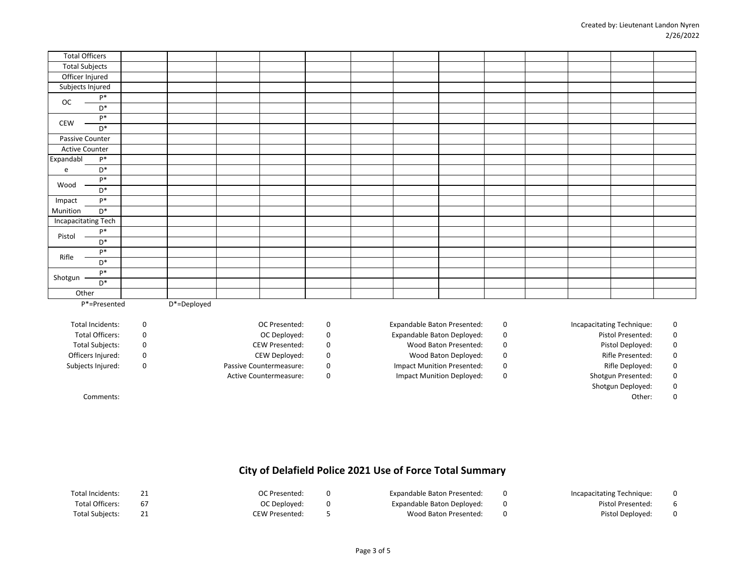Created by: Lieutenant Landon Nyren
2/26/2022

| | | | | | | | | | | | | | |
|---|---|---|---|---|---|---|---|---|---|---|---|---|---|
| Total Officers | | | | | | | | | | | | | |
| Total Subjects | | | | | | | | | | | | | |
| Officer Injured | | | | | | | | | | | | | |
| Subjects Injured | | | | | | | | | | | | | |
| OC P* | | | | | | | | | | | | | |
| OC D* | | | | | | | | | | | | | |
| CEW P* | | | | | | | | | | | | | |
| CEW D* | | | | | | | | | | | | | |
| Passive Counter | | | | | | | | | | | | | |
| Active Counter | | | | | | | | | | | | | |
| Expandable P* | | | | | | | | | | | | | |
| Expandable D* | | | | | | | | | | | | | |
| Wood P* | | | | | | | | | | | | | |
| Wood D* | | | | | | | | | | | | | |
| Impact Munition P* | | | | | | | | | | | | | |
| Impact Munition D* | | | | | | | | | | | | | |
| Incapacitating Tech | | | | | | | | | | | | | |
| Pistol P* | | | | | | | | | | | | | |
| Pistol D* | | | | | | | | | | | | | |
| Rifle P* | | | | | | | | | | | | | |
| Rifle D* | | | | | | | | | | | | | |
| Shotgun P* | | | | | | | | | | | | | |
| Shotgun D* | | | | | | | | | | | | | |
| Other | | | | | | | | | | | | | |

P*=Presented D*=Deployed

| | | | | | | | |
|---|---|---|---|---|---|---|---|
| Total Incidents: | 0 | OC Presented: | 0 | Expandable Baton Presented: | 0 | Incapacitating Technique: | 0 |
| Total Officers: | 0 | OC Deployed: | 0 | Expandable Baton Deployed: | 0 | Pistol Presented: | 0 |
| Total Subjects: | 0 | CEW Presented: | 0 | Wood Baton Presented: | 0 | Pistol Deployed: | 0 |
| Officers Injured: | 0 | CEW Deployed: | 0 | Wood Baton Deployed: | 0 | Rifle Presented: | 0 |
| Subjects Injured: | 0 | Passive Countermeasure: | 0 | Impact Munition Presented: | 0 | Rifle Deployed: | 0 |
| | | Active Countermeasure: | 0 | Impact Munition Deployed: | 0 | Shotgun Presented: | 0 |
| | | | | | | Shotgun Deployed: | 0 |
| | | | | | | Other: | 0 |

Comments:

## City of Delafield Police 2021 Use of Force Total Summary

| | | | | | | | |
|---|---|---|---|---|---|---|---|
| Total Incidents: | 21 | OC Presented: | 0 | Expandable Baton Presented: | 0 | Incapacitating Technique: | 0 |
| Total Officers: | 67 | OC Deployed: | 0 | Expandable Baton Deployed: | 0 | Pistol Presented: | 6 |
| Total Subjects: | 21 | CEW Presented: | 5 | Wood Baton Presented: | 0 | Pistol Deployed: | 0 |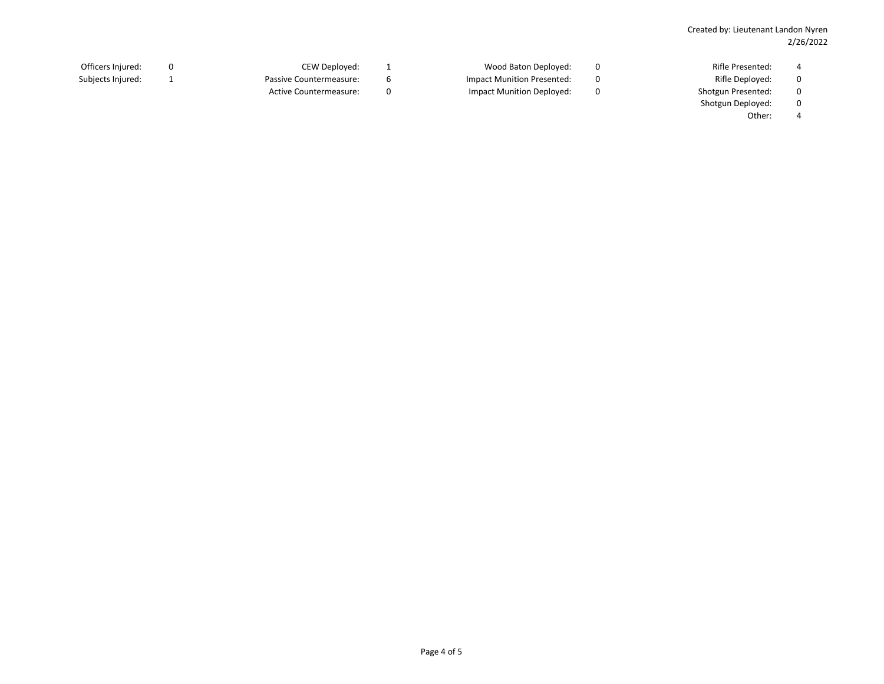Created by: Lieutenant Landon Nyren
2/26/2022

| | | | | | | | |
|---|---|---|---|---|---|---|---|
| Officers Injured: | 0 | CEW Deployed: | 1 | Wood Baton Deployed: | 0 | Rifle Presented: | 4 |
| Subjects Injured: | 1 | Passive Countermeasure: | 6 | Impact Munition Presented: | 0 | Rifle Deployed: | 0 |
| | | Active Countermeasure: | 0 | Impact Munition Deployed: | 0 | Shotgun Presented: | 0 |
| | | | | | | Shotgun Deployed: | 0 |
| | | | | | | Other: | 4 |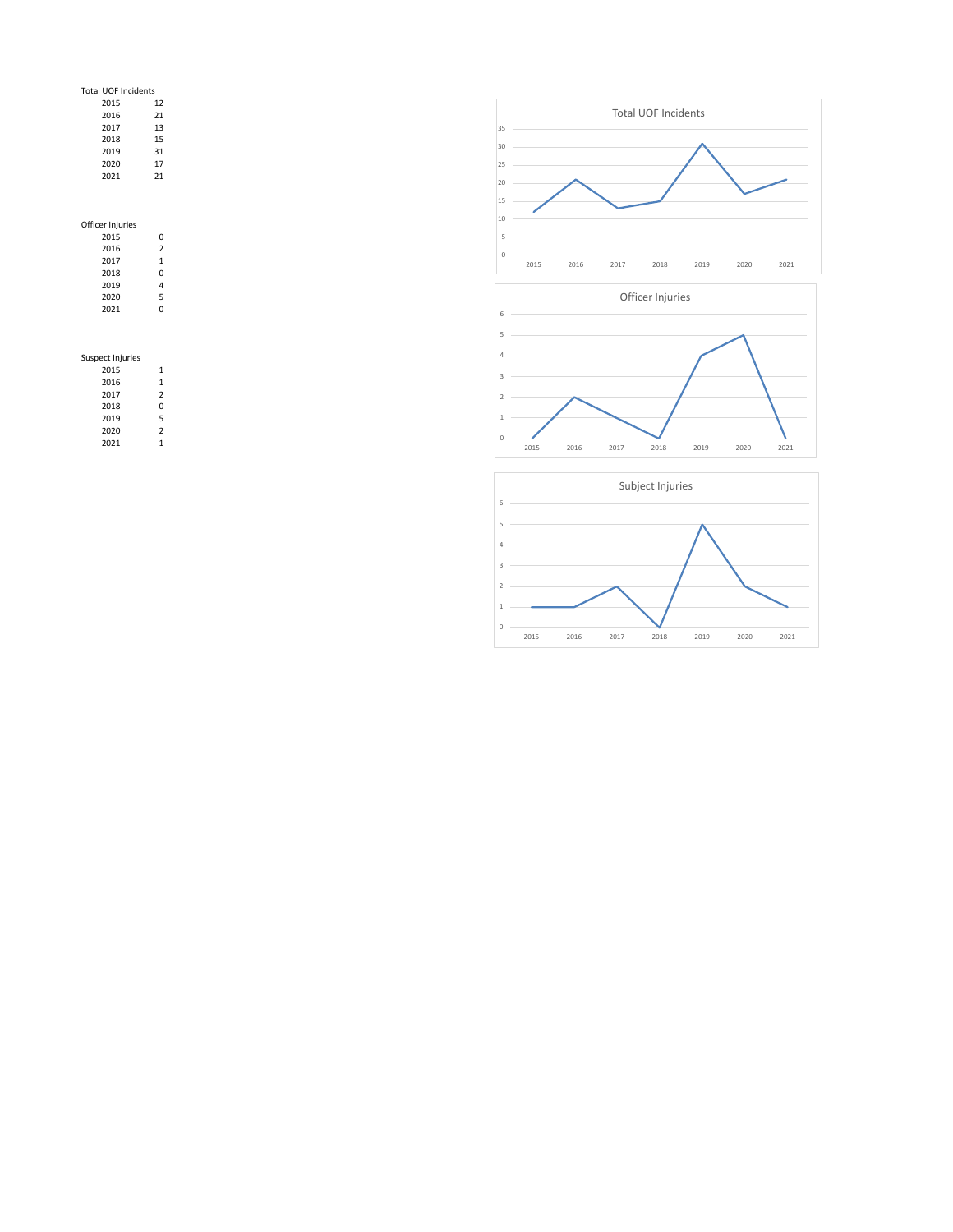Total UOF Incidents

| | |
|---|---|
| 2015 | 12 |
| 2016 | 21 |
| 2017 | 13 |
| 2018 | 15 |
| 2019 | 31 |
| 2020 | 17 |
| 2021 | 21 |

Officer Injuries

| | |
|---|---|
| 2015 | 0 |
| 2016 | 2 |
| 2017 | 1 |
| 2018 | 0 |
| 2019 | 4 |
| 2020 | 5 |
| 2021 | 0 |

Suspect Injuries

| | |
|---|---|
| 2015 | 1 |
| 2016 | 1 |
| 2017 | 2 |
| 2018 | 0 |
| 2019 | 5 |
| 2020 | 2 |
| 2021 | 1 |

Total UOF Incidents

35
30
25
20
15
10
5
0

2015 2016 2017 2018 2019 2020 2021

Officer Injuries

6
5
4
3
2
1
0

2015 2016 2017 2018 2019 2020 2021

Subject Injuries

6
5
4
3
2
1
0

2015 2016 2017 2018 2019 2020 2021